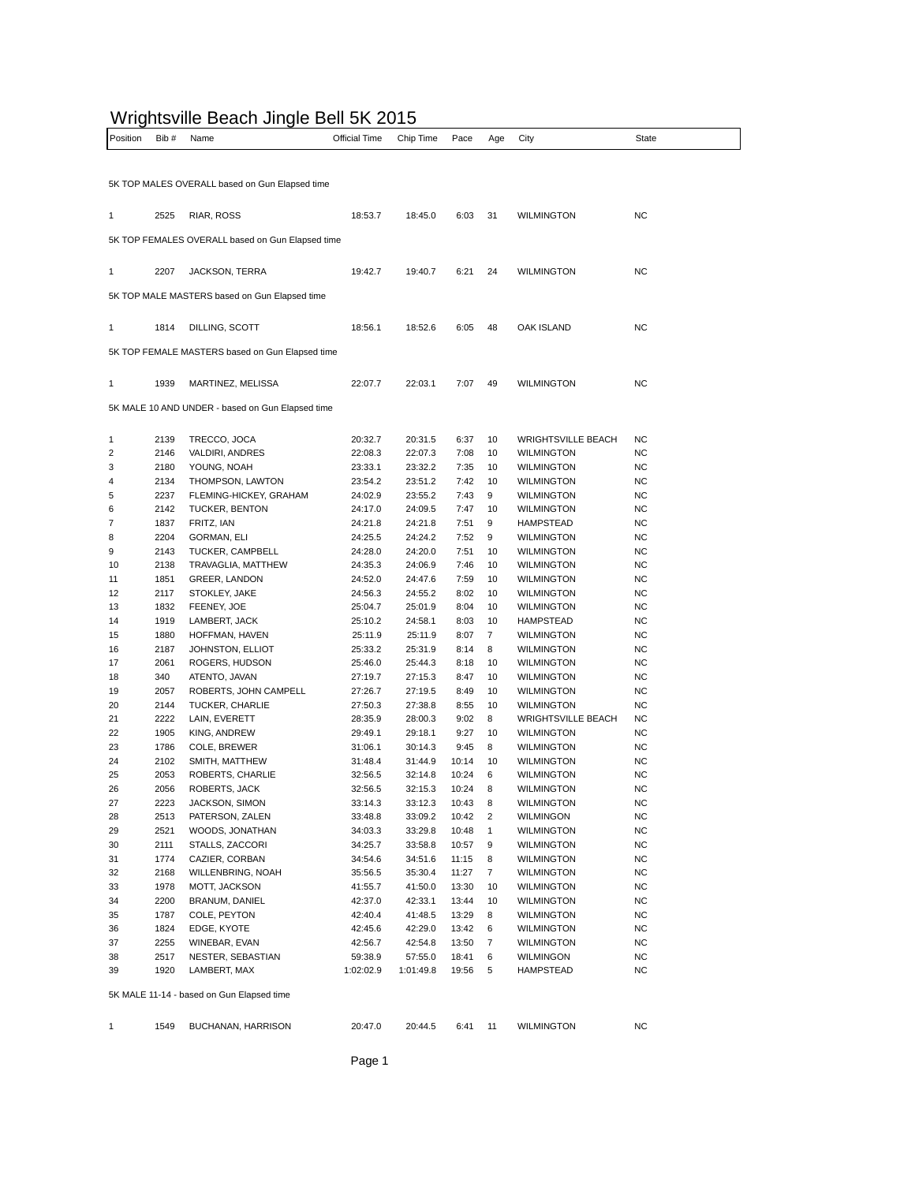# Wrightsville Beach Jingle Bell 5K 2015

| Position | Bib # | Name | Official Time | Chip Time | Pace | Age | City | State |
|---|---|---|---|---|---|---|---|---|

5K TOP MALES OVERALL based on Gun Elapsed time

| Position | Bib # | Name | Official Time | Chip Time | Pace | Age | City | State |
|---|---|---|---|---|---|---|---|---|
| 1 | 2525 | RIAR, ROSS | 18:53.7 | 18:45.0 | 6:03 | 31 | WILMINGTON | NC |

5K TOP FEMALES OVERALL based on Gun Elapsed time

| Position | Bib # | Name | Official Time | Chip Time | Pace | Age | City | State |
|---|---|---|---|---|---|---|---|---|
| 1 | 2207 | JACKSON, TERRA | 19:42.7 | 19:40.7 | 6:21 | 24 | WILMINGTON | NC |

5K TOP MALE MASTERS based on Gun Elapsed time

| Position | Bib # | Name | Official Time | Chip Time | Pace | Age | City | State |
|---|---|---|---|---|---|---|---|---|
| 1 | 1814 | DILLING, SCOTT | 18:56.1 | 18:52.6 | 6:05 | 48 | OAK ISLAND | NC |

5K TOP FEMALE MASTERS based on Gun Elapsed time

| Position | Bib # | Name | Official Time | Chip Time | Pace | Age | City | State |
|---|---|---|---|---|---|---|---|---|
| 1 | 1939 | MARTINEZ, MELISSA | 22:07.7 | 22:03.1 | 7:07 | 49 | WILMINGTON | NC |

5K MALE 10 AND UNDER - based on Gun Elapsed time

| Position | Bib # | Name | Official Time | Chip Time | Pace | Age | City | State |
|---|---|---|---|---|---|---|---|---|
| 1 | 2139 | TRECCO, JOCA | 20:32.7 | 20:31.5 | 6:37 | 10 | WRIGHTSVILLE BEACH | NC |
| 2 | 2146 | VALDIRI, ANDRES | 22:08.3 | 22:07.3 | 7:08 | 10 | WILMINGTON | NC |
| 3 | 2180 | YOUNG, NOAH | 23:33.1 | 23:32.2 | 7:35 | 10 | WILMINGTON | NC |
| 4 | 2134 | THOMPSON, LAWTON | 23:54.2 | 23:51.2 | 7:42 | 10 | WILMINGTON | NC |
| 5 | 2237 | FLEMING-HICKEY, GRAHAM | 24:02.9 | 23:55.2 | 7:43 | 9 | WILMINGTON | NC |
| 6 | 2142 | TUCKER, BENTON | 24:17.0 | 24:09.5 | 7:47 | 10 | WILMINGTON | NC |
| 7 | 1837 | FRITZ, IAN | 24:21.8 | 24:21.8 | 7:51 | 9 | HAMPSTEAD | NC |
| 8 | 2204 | GORMAN, ELI | 24:25.5 | 24:24.2 | 7:52 | 9 | WILMINGTON | NC |
| 9 | 2143 | TUCKER, CAMPBELL | 24:28.0 | 24:20.0 | 7:51 | 10 | WILMINGTON | NC |
| 10 | 2138 | TRAVAGLIA, MATTHEW | 24:35.3 | 24:06.9 | 7:46 | 10 | WILMINGTON | NC |
| 11 | 1851 | GREER, LANDON | 24:52.0 | 24:47.6 | 7:59 | 10 | WILMINGTON | NC |
| 12 | 2117 | STOKLEY, JAKE | 24:56.3 | 24:55.2 | 8:02 | 10 | WILMINGTON | NC |
| 13 | 1832 | FEENEY, JOE | 25:04.7 | 25:01.9 | 8:04 | 10 | WILMINGTON | NC |
| 14 | 1919 | LAMBERT, JACK | 25:10.2 | 24:58.1 | 8:03 | 10 | HAMPSTEAD | NC |
| 15 | 1880 | HOFFMAN, HAVEN | 25:11.9 | 25:11.9 | 8:07 | 7 | WILMINGTON | NC |
| 16 | 2187 | JOHNSTON, ELLIOT | 25:33.2 | 25:31.9 | 8:14 | 8 | WILMINGTON | NC |
| 17 | 2061 | ROGERS, HUDSON | 25:46.0 | 25:44.3 | 8:18 | 10 | WILMINGTON | NC |
| 18 | 340 | ATENTO, JAVAN | 27:19.7 | 27:15.3 | 8:47 | 10 | WILMINGTON | NC |
| 19 | 2057 | ROBERTS, JOHN CAMPELL | 27:26.7 | 27:19.5 | 8:49 | 10 | WILMINGTON | NC |
| 20 | 2144 | TUCKER, CHARLIE | 27:50.3 | 27:38.8 | 8:55 | 10 | WILMINGTON | NC |
| 21 | 2222 | LAIN, EVERETT | 28:35.9 | 28:00.3 | 9:02 | 8 | WRIGHTSVILLE BEACH | NC |
| 22 | 1905 | KING, ANDREW | 29:49.1 | 29:18.1 | 9:27 | 10 | WILMINGTON | NC |
| 23 | 1786 | COLE, BREWER | 31:06.1 | 30:14.3 | 9:45 | 8 | WILMINGTON | NC |
| 24 | 2102 | SMITH, MATTHEW | 31:48.4 | 31:44.9 | 10:14 | 10 | WILMINGTON | NC |
| 25 | 2053 | ROBERTS, CHARLIE | 32:56.5 | 32:14.8 | 10:24 | 6 | WILMINGTON | NC |
| 26 | 2056 | ROBERTS, JACK | 32:56.5 | 32:15.3 | 10:24 | 8 | WILMINGTON | NC |
| 27 | 2223 | JACKSON, SIMON | 33:14.3 | 33:12.3 | 10:43 | 8 | WILMINGTON | NC |
| 28 | 2513 | PATERSON, ZALEN | 33:48.8 | 33:09.2 | 10:42 | 2 | WILMINGON | NC |
| 29 | 2521 | WOODS, JONATHAN | 34:03.3 | 33:29.8 | 10:48 | 1 | WILMINGTON | NC |
| 30 | 2111 | STALLS, ZACCORI | 34:25.7 | 33:58.8 | 10:57 | 9 | WILMINGTON | NC |
| 31 | 1774 | CAZIER, CORBAN | 34:54.6 | 34:51.6 | 11:15 | 8 | WILMINGTON | NC |
| 32 | 2168 | WILLENBRING, NOAH | 35:56.5 | 35:30.4 | 11:27 | 7 | WILMINGTON | NC |
| 33 | 1978 | MOTT, JACKSON | 41:55.7 | 41:50.0 | 13:30 | 10 | WILMINGTON | NC |
| 34 | 2200 | BRANUM, DANIEL | 42:37.0 | 42:33.1 | 13:44 | 10 | WILMINGTON | NC |
| 35 | 1787 | COLE, PEYTON | 42:40.4 | 41:48.5 | 13:29 | 8 | WILMINGTON | NC |
| 36 | 1824 | EDGE, KYOTE | 42:45.6 | 42:29.0 | 13:42 | 6 | WILMINGTON | NC |
| 37 | 2255 | WINEBAR, EVAN | 42:56.7 | 42:54.8 | 13:50 | 7 | WILMINGTON | NC |
| 38 | 2517 | NESTER, SEBASTIAN | 59:38.9 | 57:55.0 | 18:41 | 6 | WILMINGON | NC |
| 39 | 1920 | LAMBERT, MAX | 1:02:02.9 | 1:01:49.8 | 19:56 | 5 | HAMPSTEAD | NC |

5K MALE 11-14 - based on Gun Elapsed time

| Position | Bib # | Name | Official Time | Chip Time | Pace | Age | City | State |
|---|---|---|---|---|---|---|---|---|
| 1 | 1549 | BUCHANAN, HARRISON | 20:47.0 | 20:44.5 | 6:41 | 11 | WILMINGTON | NC |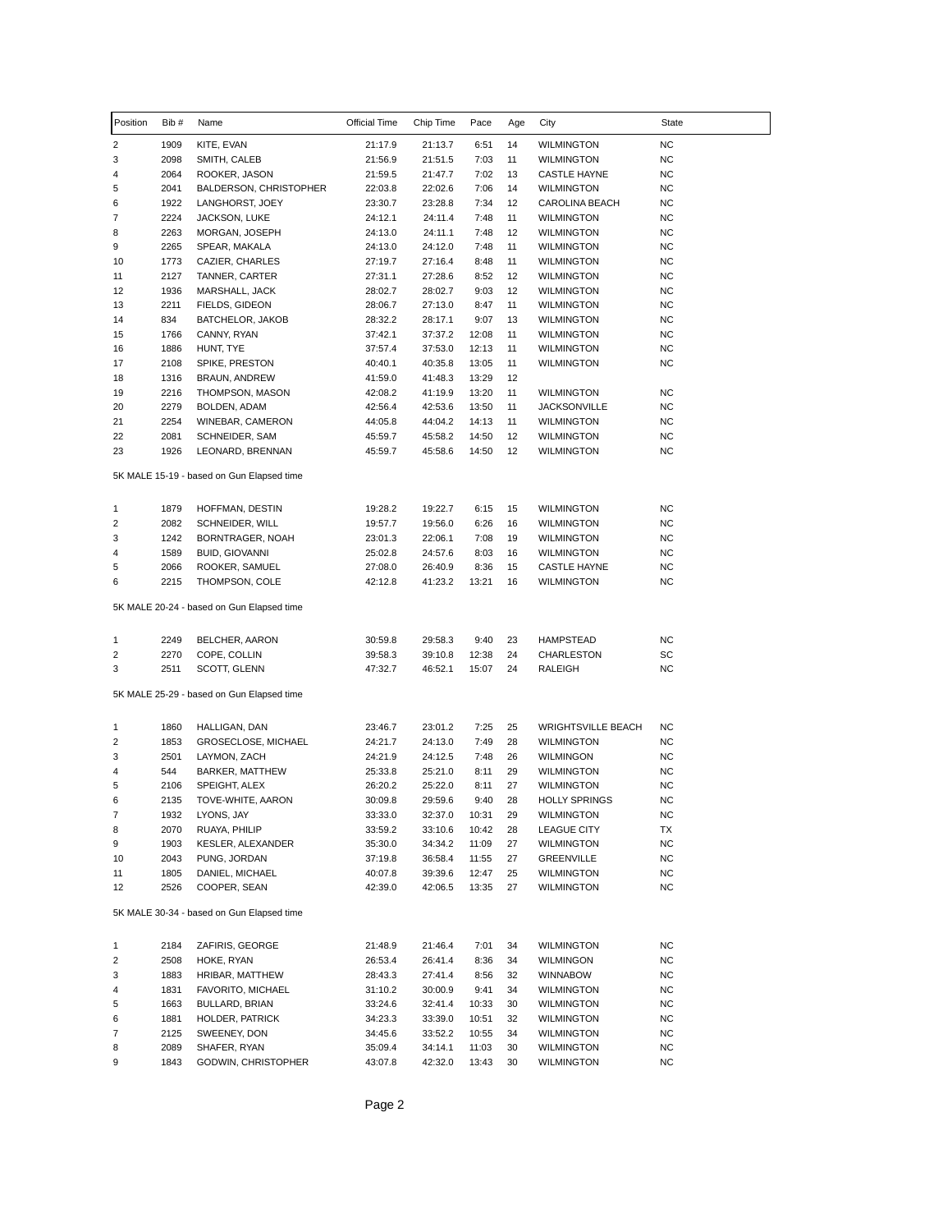| Position | Bib # | Name | Official Time | Chip Time | Pace | Age | City | State |
|---|---|---|---|---|---|---|---|---|
| 2 | 1909 | KITE, EVAN | 21:17.9 | 21:13.7 | 6:51 | 14 | WILMINGTON | NC |
| 3 | 2098 | SMITH, CALEB | 21:56.9 | 21:51.5 | 7:03 | 11 | WILMINGTON | NC |
| 4 | 2064 | ROOKER, JASON | 21:59.5 | 21:47.7 | 7:02 | 13 | CASTLE HAYNE | NC |
| 5 | 2041 | BALDERSON, CHRISTOPHER | 22:03.8 | 22:02.6 | 7:06 | 14 | WILMINGTON | NC |
| 6 | 1922 | LANGHORST, JOEY | 23:30.7 | 23:28.8 | 7:34 | 12 | CAROLINA BEACH | NC |
| 7 | 2224 | JACKSON, LUKE | 24:12.1 | 24:11.4 | 7:48 | 11 | WILMINGTON | NC |
| 8 | 2263 | MORGAN, JOSEPH | 24:13.0 | 24:11.1 | 7:48 | 12 | WILMINGTON | NC |
| 9 | 2265 | SPEAR, MAKALA | 24:13.0 | 24:12.0 | 7:48 | 11 | WILMINGTON | NC |
| 10 | 1773 | CAZIER, CHARLES | 27:19.7 | 27:16.4 | 8:48 | 11 | WILMINGTON | NC |
| 11 | 2127 | TANNER, CARTER | 27:31.1 | 27:28.6 | 8:52 | 12 | WILMINGTON | NC |
| 12 | 1936 | MARSHALL, JACK | 28:02.7 | 28:02.7 | 9:03 | 12 | WILMINGTON | NC |
| 13 | 2211 | FIELDS, GIDEON | 28:06.7 | 27:13.0 | 8:47 | 11 | WILMINGTON | NC |
| 14 | 834 | BATCHELOR, JAKOB | 28:32.2 | 28:17.1 | 9:07 | 13 | WILMINGTON | NC |
| 15 | 1766 | CANNY, RYAN | 37:42.1 | 37:37.2 | 12:08 | 11 | WILMINGTON | NC |
| 16 | 1886 | HUNT, TYE | 37:57.4 | 37:53.0 | 12:13 | 11 | WILMINGTON | NC |
| 17 | 2108 | SPIKE, PRESTON | 40:40.1 | 40:35.8 | 13:05 | 11 | WILMINGTON | NC |
| 18 | 1316 | BRAUN, ANDREW | 41:59.0 | 41:48.3 | 13:29 | 12 | | |
| 19 | 2216 | THOMPSON, MASON | 42:08.2 | 41:19.9 | 13:20 | 11 | WILMINGTON | NC |
| 20 | 2279 | BOLDEN, ADAM | 42:56.4 | 42:53.6 | 13:50 | 11 | JACKSONVILLE | NC |
| 21 | 2254 | WINEBAR, CAMERON | 44:05.8 | 44:04.2 | 14:13 | 11 | WILMINGTON | NC |
| 22 | 2081 | SCHNEIDER, SAM | 45:59.7 | 45:58.2 | 14:50 | 12 | WILMINGTON | NC |
| 23 | 1926 | LEONARD, BRENNAN | 45:59.7 | 45:58.6 | 14:50 | 12 | WILMINGTON | NC |

5K MALE 15-19 - based on Gun Elapsed time

| Position | Bib # | Name | Official Time | Chip Time | Pace | Age | City | State |
|---|---|---|---|---|---|---|---|---|
| 1 | 1879 | HOFFMAN, DESTIN | 19:28.2 | 19:22.7 | 6:15 | 15 | WILMINGTON | NC |
| 2 | 2082 | SCHNEIDER, WILL | 19:57.7 | 19:56.0 | 6:26 | 16 | WILMINGTON | NC |
| 3 | 1242 | BORNTRAGER, NOAH | 23:01.3 | 22:06.1 | 7:08 | 19 | WILMINGTON | NC |
| 4 | 1589 | BUID, GIOVANNI | 25:02.8 | 24:57.6 | 8:03 | 16 | WILMINGTON | NC |
| 5 | 2066 | ROOKER, SAMUEL | 27:08.0 | 26:40.9 | 8:36 | 15 | CASTLE HAYNE | NC |
| 6 | 2215 | THOMPSON, COLE | 42:12.8 | 41:23.2 | 13:21 | 16 | WILMINGTON | NC |

5K MALE 20-24 - based on Gun Elapsed time

| Position | Bib # | Name | Official Time | Chip Time | Pace | Age | City | State |
|---|---|---|---|---|---|---|---|---|
| 1 | 2249 | BELCHER, AARON | 30:59.8 | 29:58.3 | 9:40 | 23 | HAMPSTEAD | NC |
| 2 | 2270 | COPE, COLLIN | 39:58.3 | 39:10.8 | 12:38 | 24 | CHARLESTON | SC |
| 3 | 2511 | SCOTT, GLENN | 47:32.7 | 46:52.1 | 15:07 | 24 | RALEIGH | NC |

5K MALE 25-29 - based on Gun Elapsed time

| Position | Bib # | Name | Official Time | Chip Time | Pace | Age | City | State |
|---|---|---|---|---|---|---|---|---|
| 1 | 1860 | HALLIGAN, DAN | 23:46.7 | 23:01.2 | 7:25 | 25 | WRIGHTSVILLE BEACH | NC |
| 2 | 1853 | GROSECLOSE, MICHAEL | 24:21.7 | 24:13.0 | 7:49 | 28 | WILMINGTON | NC |
| 3 | 2501 | LAYMON, ZACH | 24:21.9 | 24:12.5 | 7:48 | 26 | WILMINGON | NC |
| 4 | 544 | BARKER, MATTHEW | 25:33.8 | 25:21.0 | 8:11 | 29 | WILMINGTON | NC |
| 5 | 2106 | SPEIGHT, ALEX | 26:20.2 | 25:22.0 | 8:11 | 27 | WILMINGTON | NC |
| 6 | 2135 | TOVE-WHITE, AARON | 30:09.8 | 29:59.6 | 9:40 | 28 | HOLLY SPRINGS | NC |
| 7 | 1932 | LYONS, JAY | 33:33.0 | 32:37.0 | 10:31 | 29 | WILMINGTON | NC |
| 8 | 2070 | RUAYA, PHILIP | 33:59.2 | 33:10.6 | 10:42 | 28 | LEAGUE CITY | TX |
| 9 | 1903 | KESLER, ALEXANDER | 35:30.0 | 34:34.2 | 11:09 | 27 | WILMINGTON | NC |
| 10 | 2043 | PUNG, JORDAN | 37:19.8 | 36:58.4 | 11:55 | 27 | GREENVILLE | NC |
| 11 | 1805 | DANIEL, MICHAEL | 40:07.8 | 39:39.6 | 12:47 | 25 | WILMINGTON | NC |
| 12 | 2526 | COOPER, SEAN | 42:39.0 | 42:06.5 | 13:35 | 27 | WILMINGTON | NC |

5K MALE 30-34 - based on Gun Elapsed time

| Position | Bib # | Name | Official Time | Chip Time | Pace | Age | City | State |
|---|---|---|---|---|---|---|---|---|
| 1 | 2184 | ZAFIRIS, GEORGE | 21:48.9 | 21:46.4 | 7:01 | 34 | WILMINGTON | NC |
| 2 | 2508 | HOKE, RYAN | 26:53.4 | 26:41.4 | 8:36 | 34 | WILMINGON | NC |
| 3 | 1883 | HRIBAR, MATTHEW | 28:43.3 | 27:41.4 | 8:56 | 32 | WINNABOW | NC |
| 4 | 1831 | FAVORITO, MICHAEL | 31:10.2 | 30:00.9 | 9:41 | 34 | WILMINGTON | NC |
| 5 | 1663 | BULLARD, BRIAN | 33:24.6 | 32:41.4 | 10:33 | 30 | WILMINGTON | NC |
| 6 | 1881 | HOLDER, PATRICK | 34:23.3 | 33:39.0 | 10:51 | 32 | WILMINGTON | NC |
| 7 | 2125 | SWEENEY, DON | 34:45.6 | 33:52.2 | 10:55 | 34 | WILMINGTON | NC |
| 8 | 2089 | SHAFER, RYAN | 35:09.4 | 34:14.1 | 11:03 | 30 | WILMINGTON | NC |
| 9 | 1843 | GODWIN, CHRISTOPHER | 43:07.8 | 42:32.0 | 13:43 | 30 | WILMINGTON | NC |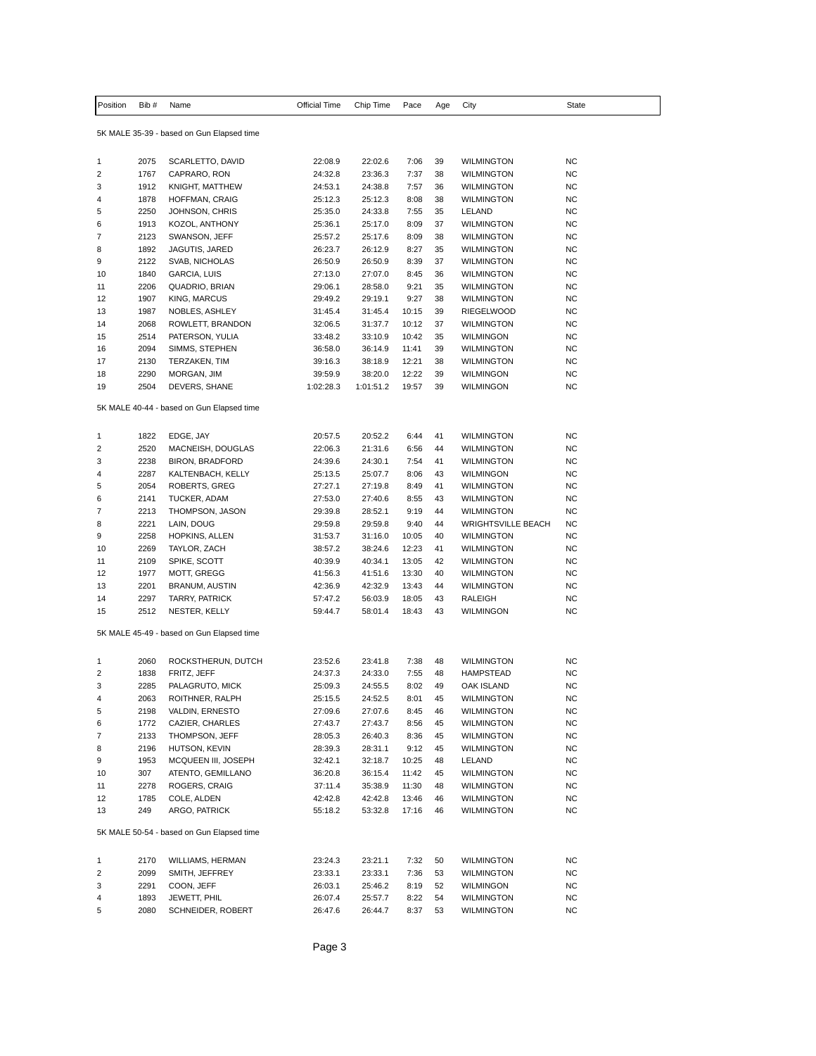| Position | Bib # | Name | Official Time | Chip Time | Pace | Age | City | State |
|---|---|---|---|---|---|---|---|---|

5K MALE 35-39 - based on Gun Elapsed time

| Position | Bib # | Name | Official Time | Chip Time | Pace | Age | City | State |
|---|---|---|---|---|---|---|---|---|
| 1 | 2075 | SCARLETTO, DAVID | 22:08.9 | 22:02.6 | 7:06 | 39 | WILMINGTON | NC |
| 2 | 1767 | CAPRARO, RON | 24:32.8 | 23:36.3 | 7:37 | 38 | WILMINGTON | NC |
| 3 | 1912 | KNIGHT, MATTHEW | 24:53.1 | 24:38.8 | 7:57 | 36 | WILMINGTON | NC |
| 4 | 1878 | HOFFMAN, CRAIG | 25:12.3 | 25:12.3 | 8:08 | 38 | WILMINGTON | NC |
| 5 | 2250 | JOHNSON, CHRIS | 25:35.0 | 24:33.8 | 7:55 | 35 | LELAND | NC |
| 6 | 1913 | KOZOL, ANTHONY | 25:36.1 | 25:17.0 | 8:09 | 37 | WILMINGTON | NC |
| 7 | 2123 | SWANSON, JEFF | 25:57.2 | 25:17.6 | 8:09 | 38 | WILMINGTON | NC |
| 8 | 1892 | JAGUTIS, JARED | 26:23.7 | 26:12.9 | 8:27 | 35 | WILMINGTON | NC |
| 9 | 2122 | SVAB, NICHOLAS | 26:50.9 | 26:50.9 | 8:39 | 37 | WILMINGTON | NC |
| 10 | 1840 | GARCIA, LUIS | 27:13.0 | 27:07.0 | 8:45 | 36 | WILMINGTON | NC |
| 11 | 2206 | QUADRIO, BRIAN | 29:06.1 | 28:58.0 | 9:21 | 35 | WILMINGTON | NC |
| 12 | 1907 | KING, MARCUS | 29:49.2 | 29:19.1 | 9:27 | 38 | WILMINGTON | NC |
| 13 | 1987 | NOBLES, ASHLEY | 31:45.4 | 31:45.4 | 10:15 | 39 | RIEGELWOOD | NC |
| 14 | 2068 | ROWLETT, BRANDON | 32:06.5 | 31:37.7 | 10:12 | 37 | WILMINGTON | NC |
| 15 | 2514 | PATERSON, YULIA | 33:48.2 | 33:10.9 | 10:42 | 35 | WILMINGON | NC |
| 16 | 2094 | SIMMS, STEPHEN | 36:58.0 | 36:14.9 | 11:41 | 39 | WILMINGTON | NC |
| 17 | 2130 | TERZAKEN, TIM | 39:16.3 | 38:18.9 | 12:21 | 38 | WILMINGTON | NC |
| 18 | 2290 | MORGAN, JIM | 39:59.9 | 38:20.0 | 12:22 | 39 | WILMINGON | NC |
| 19 | 2504 | DEVERS, SHANE | 1:02:28.3 | 1:01:51.2 | 19:57 | 39 | WILMINGON | NC |

5K MALE 40-44 - based on Gun Elapsed time

| Position | Bib # | Name | Official Time | Chip Time | Pace | Age | City | State |
|---|---|---|---|---|---|---|---|---|
| 1 | 1822 | EDGE, JAY | 20:57.5 | 20:52.2 | 6:44 | 41 | WILMINGTON | NC |
| 2 | 2520 | MACNEISH, DOUGLAS | 22:06.3 | 21:31.6 | 6:56 | 44 | WILMINGTON | NC |
| 3 | 2238 | BIRON, BRADFORD | 24:39.6 | 24:30.1 | 7:54 | 41 | WILMINGTON | NC |
| 4 | 2287 | KALTENBACH, KELLY | 25:13.5 | 25:07.7 | 8:06 | 43 | WILMINGON | NC |
| 5 | 2054 | ROBERTS, GREG | 27:27.1 | 27:19.8 | 8:49 | 41 | WILMINGTON | NC |
| 6 | 2141 | TUCKER, ADAM | 27:53.0 | 27:40.6 | 8:55 | 43 | WILMINGTON | NC |
| 7 | 2213 | THOMPSON, JASON | 29:39.8 | 28:52.1 | 9:19 | 44 | WILMINGTON | NC |
| 8 | 2221 | LAIN, DOUG | 29:59.8 | 29:59.8 | 9:40 | 44 | WRIGHTSVILLE BEACH | NC |
| 9 | 2258 | HOPKINS, ALLEN | 31:53.7 | 31:16.0 | 10:05 | 40 | WILMINGTON | NC |
| 10 | 2269 | TAYLOR, ZACH | 38:57.2 | 38:24.6 | 12:23 | 41 | WILMINGTON | NC |
| 11 | 2109 | SPIKE, SCOTT | 40:39.9 | 40:34.1 | 13:05 | 42 | WILMINGTON | NC |
| 12 | 1977 | MOTT, GREGG | 41:56.3 | 41:51.6 | 13:30 | 40 | WILMINGTON | NC |
| 13 | 2201 | BRANUM, AUSTIN | 42:36.9 | 42:32.9 | 13:43 | 44 | WILMINGTON | NC |
| 14 | 2297 | TARRY, PATRICK | 57:47.2 | 56:03.9 | 18:05 | 43 | RALEIGH | NC |
| 15 | 2512 | NESTER, KELLY | 59:44.7 | 58:01.4 | 18:43 | 43 | WILMINGON | NC |

5K MALE 45-49 - based on Gun Elapsed time

| Position | Bib # | Name | Official Time | Chip Time | Pace | Age | City | State |
|---|---|---|---|---|---|---|---|---|
| 1 | 2060 | ROCKSTHERUN, DUTCH | 23:52.6 | 23:41.8 | 7:38 | 48 | WILMINGTON | NC |
| 2 | 1838 | FRITZ, JEFF | 24:37.3 | 24:33.0 | 7:55 | 48 | HAMPSTEAD | NC |
| 3 | 2285 | PALAGRUTO, MICK | 25:09.3 | 24:55.5 | 8:02 | 49 | OAK ISLAND | NC |
| 4 | 2063 | ROITHNER, RALPH | 25:15.5 | 24:52.5 | 8:01 | 45 | WILMINGTON | NC |
| 5 | 2198 | VALDIN, ERNESTO | 27:09.6 | 27:07.6 | 8:45 | 46 | WILMINGTON | NC |
| 6 | 1772 | CAZIER, CHARLES | 27:43.7 | 27:43.7 | 8:56 | 45 | WILMINGTON | NC |
| 7 | 2133 | THOMPSON, JEFF | 28:05.3 | 26:40.3 | 8:36 | 45 | WILMINGTON | NC |
| 8 | 2196 | HUTSON, KEVIN | 28:39.3 | 28:31.1 | 9:12 | 45 | WILMINGTON | NC |
| 9 | 1953 | MCQUEEN III, JOSEPH | 32:42.1 | 32:18.7 | 10:25 | 48 | LELAND | NC |
| 10 | 307 | ATENTO, GEMILLANO | 36:20.8 | 36:15.4 | 11:42 | 45 | WILMINGTON | NC |
| 11 | 2278 | ROGERS, CRAIG | 37:11.4 | 35:38.9 | 11:30 | 48 | WILMINGTON | NC |
| 12 | 1785 | COLE, ALDEN | 42:42.8 | 42:42.8 | 13:46 | 46 | WILMINGTON | NC |
| 13 | 249 | ARGO, PATRICK | 55:18.2 | 53:32.8 | 17:16 | 46 | WILMINGTON | NC |

5K MALE 50-54 - based on Gun Elapsed time

| Position | Bib # | Name | Official Time | Chip Time | Pace | Age | City | State |
|---|---|---|---|---|---|---|---|---|
| 1 | 2170 | WILLIAMS, HERMAN | 23:24.3 | 23:21.1 | 7:32 | 50 | WILMINGTON | NC |
| 2 | 2099 | SMITH, JEFFREY | 23:33.1 | 23:33.1 | 7:36 | 53 | WILMINGTON | NC |
| 3 | 2291 | COON, JEFF | 26:03.1 | 25:46.2 | 8:19 | 52 | WILMINGON | NC |
| 4 | 1893 | JEWETT, PHIL | 26:07.4 | 25:57.7 | 8:22 | 54 | WILMINGTON | NC |
| 5 | 2080 | SCHNEIDER, ROBERT | 26:47.6 | 26:44.7 | 8:37 | 53 | WILMINGTON | NC |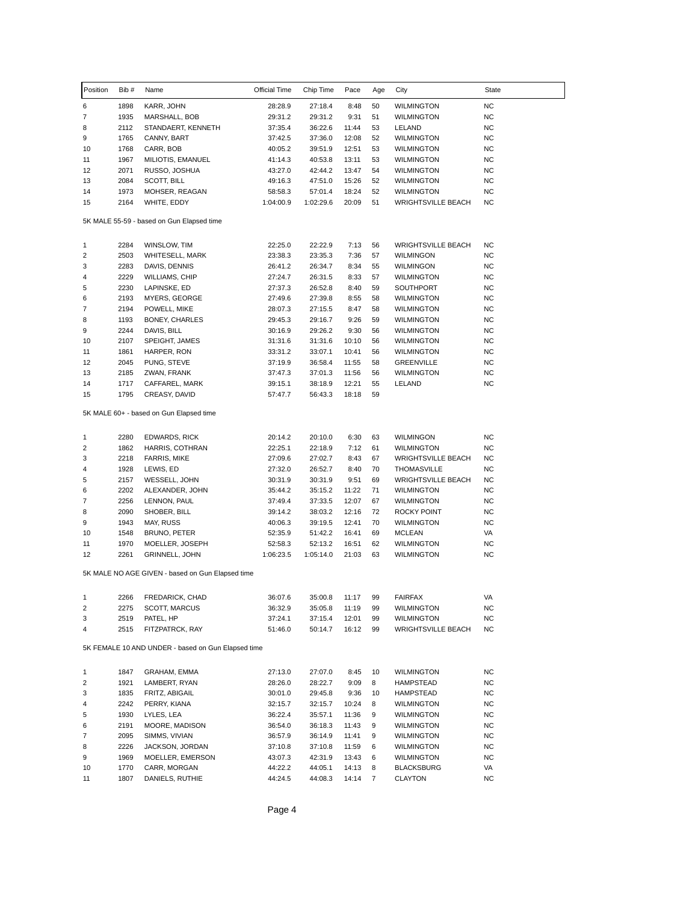| Position | Bib # | Name | Official Time | Chip Time | Pace | Age | City | State |
|---|---|---|---|---|---|---|---|---|
| 6 | 1898 | KARR, JOHN | 28:28.9 | 27:18.4 | 8:48 | 50 | WILMINGTON | NC |
| 7 | 1935 | MARSHALL, BOB | 29:31.2 | 29:31.2 | 9:31 | 51 | WILMINGTON | NC |
| 8 | 2112 | STANDAERT, KENNETH | 37:35.4 | 36:22.6 | 11:44 | 53 | LELAND | NC |
| 9 | 1765 | CANNY, BART | 37:42.5 | 37:36.0 | 12:08 | 52 | WILMINGTON | NC |
| 10 | 1768 | CARR, BOB | 40:05.2 | 39:51.9 | 12:51 | 53 | WILMINGTON | NC |
| 11 | 1967 | MILIOTIS, EMANUEL | 41:14.3 | 40:53.8 | 13:11 | 53 | WILMINGTON | NC |
| 12 | 2071 | RUSSO, JOSHUA | 43:27.0 | 42:44.2 | 13:47 | 54 | WILMINGTON | NC |
| 13 | 2084 | SCOTT, BILL | 49:16.3 | 47:51.0 | 15:26 | 52 | WILMINGTON | NC |
| 14 | 1973 | MOHSER, REAGAN | 58:58.3 | 57:01.4 | 18:24 | 52 | WILMINGTON | NC |
| 15 | 2164 | WHITE, EDDY | 1:04:00.9 | 1:02:29.6 | 20:09 | 51 | WRIGHTSVILLE BEACH | NC |

5K MALE 55-59 - based on Gun Elapsed time

| Position | Bib # | Name | Official Time | Chip Time | Pace | Age | City | State |
|---|---|---|---|---|---|---|---|---|
| 1 | 2284 | WINSLOW, TIM | 22:25.0 | 22:22.9 | 7:13 | 56 | WRIGHTSVILLE BEACH | NC |
| 2 | 2503 | WHITESELL, MARK | 23:38.3 | 23:35.3 | 7:36 | 57 | WILMINGON | NC |
| 3 | 2283 | DAVIS, DENNIS | 26:41.2 | 26:34.7 | 8:34 | 55 | WILMINGON | NC |
| 4 | 2229 | WILLIAMS, CHIP | 27:24.7 | 26:31.5 | 8:33 | 57 | WILMINGTON | NC |
| 5 | 2230 | LAPINSKE, ED | 27:37.3 | 26:52.8 | 8:40 | 59 | SOUTHPORT | NC |
| 6 | 2193 | MYERS, GEORGE | 27:49.6 | 27:39.8 | 8:55 | 58 | WILMINGTON | NC |
| 7 | 2194 | POWELL, MIKE | 28:07.3 | 27:15.5 | 8:47 | 58 | WILMINGTON | NC |
| 8 | 1193 | BONEY, CHARLES | 29:45.3 | 29:16.7 | 9:26 | 59 | WILMINGTON | NC |
| 9 | 2244 | DAVIS, BILL | 30:16.9 | 29:26.2 | 9:30 | 56 | WILMINGTON | NC |
| 10 | 2107 | SPEIGHT, JAMES | 31:31.6 | 31:31.6 | 10:10 | 56 | WILMINGTON | NC |
| 11 | 1861 | HARPER, RON | 33:31.2 | 33:07.1 | 10:41 | 56 | WILMINGTON | NC |
| 12 | 2045 | PUNG, STEVE | 37:19.9 | 36:58.4 | 11:55 | 58 | GREENVILLE | NC |
| 13 | 2185 | ZWAN, FRANK | 37:47.3 | 37:01.3 | 11:56 | 56 | WILMINGTON | NC |
| 14 | 1717 | CAFFAREL, MARK | 39:15.1 | 38:18.9 | 12:21 | 55 | LELAND | NC |
| 15 | 1795 | CREASY, DAVID | 57:47.7 | 56:43.3 | 18:18 | 59 | | |

5K MALE 60+ - based on Gun Elapsed time

| Position | Bib # | Name | Official Time | Chip Time | Pace | Age | City | State |
|---|---|---|---|---|---|---|---|---|
| 1 | 2280 | EDWARDS, RICK | 20:14.2 | 20:10.0 | 6:30 | 63 | WILMINGON | NC |
| 2 | 1862 | HARRIS, COTHRAN | 22:25.1 | 22:18.9 | 7:12 | 61 | WILMINGTON | NC |
| 3 | 2218 | FARRIS, MIKE | 27:09.6 | 27:02.7 | 8:43 | 67 | WRIGHTSVILLE BEACH | NC |
| 4 | 1928 | LEWIS, ED | 27:32.0 | 26:52.7 | 8:40 | 70 | THOMASVILLE | NC |
| 5 | 2157 | WESSELL, JOHN | 30:31.9 | 30:31.9 | 9:51 | 69 | WRIGHTSVILLE BEACH | NC |
| 6 | 2202 | ALEXANDER, JOHN | 35:44.2 | 35:15.2 | 11:22 | 71 | WILMINGTON | NC |
| 7 | 2256 | LENNON, PAUL | 37:49.4 | 37:33.5 | 12:07 | 67 | WILMINGTON | NC |
| 8 | 2090 | SHOBER, BILL | 39:14.2 | 38:03.2 | 12:16 | 72 | ROCKY POINT | NC |
| 9 | 1943 | MAY, RUSS | 40:06.3 | 39:19.5 | 12:41 | 70 | WILMINGTON | NC |
| 10 | 1548 | BRUNO, PETER | 52:35.9 | 51:42.2 | 16:41 | 69 | MCLEAN | VA |
| 11 | 1970 | MOELLER, JOSEPH | 52:58.3 | 52:13.2 | 16:51 | 62 | WILMINGTON | NC |
| 12 | 2261 | GRINNELL, JOHN | 1:06:23.5 | 1:05:14.0 | 21:03 | 63 | WILMINGTON | NC |

5K MALE NO AGE GIVEN - based on Gun Elapsed time

| Position | Bib # | Name | Official Time | Chip Time | Pace | Age | City | State |
|---|---|---|---|---|---|---|---|---|
| 1 | 2266 | FREDARICK, CHAD | 36:07.6 | 35:00.8 | 11:17 | 99 | FAIRFAX | VA |
| 2 | 2275 | SCOTT, MARCUS | 36:32.9 | 35:05.8 | 11:19 | 99 | WILMINGTON | NC |
| 3 | 2519 | PATEL, HP | 37:24.1 | 37:15.4 | 12:01 | 99 | WILMINGTON | NC |
| 4 | 2515 | FITZPATRCK, RAY | 51:46.0 | 50:14.7 | 16:12 | 99 | WRIGHTSVILLE BEACH | NC |

5K FEMALE 10 AND UNDER - based on Gun Elapsed time

| Position | Bib # | Name | Official Time | Chip Time | Pace | Age | City | State |
|---|---|---|---|---|---|---|---|---|
| 1 | 1847 | GRAHAM, EMMA | 27:13.0 | 27:07.0 | 8:45 | 10 | WILMINGTON | NC |
| 2 | 1921 | LAMBERT, RYAN | 28:26.0 | 28:22.7 | 9:09 | 8 | HAMPSTEAD | NC |
| 3 | 1835 | FRITZ, ABIGAIL | 30:01.0 | 29:45.8 | 9:36 | 10 | HAMPSTEAD | NC |
| 4 | 2242 | PERRY, KIANA | 32:15.7 | 32:15.7 | 10:24 | 8 | WILMINGTON | NC |
| 5 | 1930 | LYLES, LEA | 36:22.4 | 35:57.1 | 11:36 | 9 | WILMINGTON | NC |
| 6 | 2191 | MOORE, MADISON | 36:54.0 | 36:18.3 | 11:43 | 9 | WILMINGTON | NC |
| 7 | 2095 | SIMMS, VIVIAN | 36:57.9 | 36:14.9 | 11:41 | 9 | WILMINGTON | NC |
| 8 | 2226 | JACKSON, JORDAN | 37:10.8 | 37:10.8 | 11:59 | 6 | WILMINGTON | NC |
| 9 | 1969 | MOELLER, EMERSON | 43:07.3 | 42:31.9 | 13:43 | 6 | WILMINGTON | NC |
| 10 | 1770 | CARR, MORGAN | 44:22.2 | 44:05.1 | 14:13 | 8 | BLACKSBURG | VA |
| 11 | 1807 | DANIELS, RUTHIE | 44:24.5 | 44:08.3 | 14:14 | 7 | CLAYTON | NC |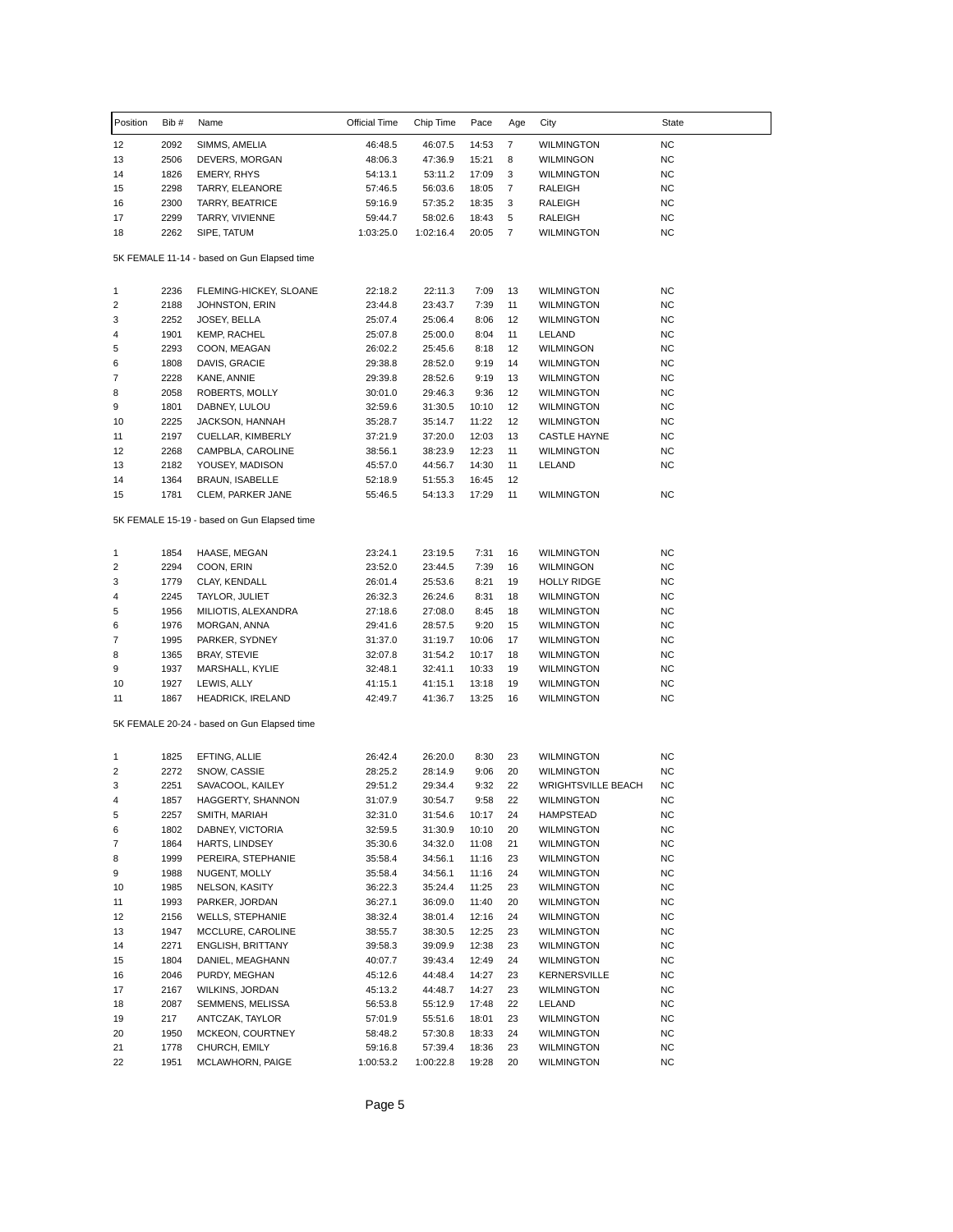| Position | Bib # | Name | Official Time | Chip Time | Pace | Age | City | State |
|---|---|---|---|---|---|---|---|---|
| 12 | 2092 | SIMMS, AMELIA | 46:48.5 | 46:07.5 | 14:53 | 7 | WILMINGTON | NC |
| 13 | 2506 | DEVERS, MORGAN | 48:06.3 | 47:36.9 | 15:21 | 8 | WILMINGON | NC |
| 14 | 1826 | EMERY, RHYS | 54:13.1 | 53:11.2 | 17:09 | 3 | WILMINGTON | NC |
| 15 | 2298 | TARRY, ELEANORE | 57:46.5 | 56:03.6 | 18:05 | 7 | RALEIGH | NC |
| 16 | 2300 | TARRY, BEATRICE | 59:16.9 | 57:35.2 | 18:35 | 3 | RALEIGH | NC |
| 17 | 2299 | TARRY, VIVIENNE | 59:44.7 | 58:02.6 | 18:43 | 5 | RALEIGH | NC |
| 18 | 2262 | SIPE, TATUM | 1:03:25.0 | 1:02:16.4 | 20:05 | 7 | WILMINGTON | NC |

5K FEMALE 11-14 - based on Gun Elapsed time

| Position | Bib # | Name | Official Time | Chip Time | Pace | Age | City | State |
|---|---|---|---|---|---|---|---|---|
| 1 | 2236 | FLEMING-HICKEY, SLOANE | 22:18.2 | 22:11.3 | 7:09 | 13 | WILMINGTON | NC |
| 2 | 2188 | JOHNSTON, ERIN | 23:44.8 | 23:43.7 | 7:39 | 11 | WILMINGTON | NC |
| 3 | 2252 | JOSEY, BELLA | 25:07.4 | 25:06.4 | 8:06 | 12 | WILMINGTON | NC |
| 4 | 1901 | KEMP, RACHEL | 25:07.8 | 25:00.0 | 8:04 | 11 | LELAND | NC |
| 5 | 2293 | COON, MEAGAN | 26:02.2 | 25:45.6 | 8:18 | 12 | WILMINGON | NC |
| 6 | 1808 | DAVIS, GRACIE | 29:38.8 | 28:52.0 | 9:19 | 14 | WILMINGTON | NC |
| 7 | 2228 | KANE, ANNIE | 29:39.8 | 28:52.6 | 9:19 | 13 | WILMINGTON | NC |
| 8 | 2058 | ROBERTS, MOLLY | 30:01.0 | 29:46.3 | 9:36 | 12 | WILMINGTON | NC |
| 9 | 1801 | DABNEY, LULOU | 32:59.6 | 31:30.5 | 10:10 | 12 | WILMINGTON | NC |
| 10 | 2225 | JACKSON, HANNAH | 35:28.7 | 35:14.7 | 11:22 | 12 | WILMINGTON | NC |
| 11 | 2197 | CUELLAR, KIMBERLY | 37:21.9 | 37:20.0 | 12:03 | 13 | CASTLE HAYNE | NC |
| 12 | 2268 | CAMPBLA, CAROLINE | 38:56.1 | 38:23.9 | 12:23 | 11 | WILMINGTON | NC |
| 13 | 2182 | YOUSEY, MADISON | 45:57.0 | 44:56.7 | 14:30 | 11 | LELAND | NC |
| 14 | 1364 | BRAUN, ISABELLE | 52:18.9 | 51:55.3 | 16:45 | 12 | | |
| 15 | 1781 | CLEM, PARKER JANE | 55:46.5 | 54:13.3 | 17:29 | 11 | WILMINGTON | NC |

5K FEMALE 15-19 - based on Gun Elapsed time

| Position | Bib # | Name | Official Time | Chip Time | Pace | Age | City | State |
|---|---|---|---|---|---|---|---|---|
| 1 | 1854 | HAASE, MEGAN | 23:24.1 | 23:19.5 | 7:31 | 16 | WILMINGTON | NC |
| 2 | 2294 | COON, ERIN | 23:52.0 | 23:44.5 | 7:39 | 16 | WILMINGON | NC |
| 3 | 1779 | CLAY, KENDALL | 26:01.4 | 25:53.6 | 8:21 | 19 | HOLLY RIDGE | NC |
| 4 | 2245 | TAYLOR, JULIET | 26:32.3 | 26:24.6 | 8:31 | 18 | WILMINGTON | NC |
| 5 | 1956 | MILIOTIS, ALEXANDRA | 27:18.6 | 27:08.0 | 8:45 | 18 | WILMINGTON | NC |
| 6 | 1976 | MORGAN, ANNA | 29:41.6 | 28:57.5 | 9:20 | 15 | WILMINGTON | NC |
| 7 | 1995 | PARKER, SYDNEY | 31:37.0 | 31:19.7 | 10:06 | 17 | WILMINGTON | NC |
| 8 | 1365 | BRAY, STEVIE | 32:07.8 | 31:54.2 | 10:17 | 18 | WILMINGTON | NC |
| 9 | 1937 | MARSHALL, KYLIE | 32:48.1 | 32:41.1 | 10:33 | 19 | WILMINGTON | NC |
| 10 | 1927 | LEWIS, ALLY | 41:15.1 | 41:15.1 | 13:18 | 19 | WILMINGTON | NC |
| 11 | 1867 | HEADRICK, IRELAND | 42:49.7 | 41:36.7 | 13:25 | 16 | WILMINGTON | NC |

5K FEMALE 20-24 - based on Gun Elapsed time

| Position | Bib # | Name | Official Time | Chip Time | Pace | Age | City | State |
|---|---|---|---|---|---|---|---|---|
| 1 | 1825 | EFTING, ALLIE | 26:42.4 | 26:20.0 | 8:30 | 23 | WILMINGTON | NC |
| 2 | 2272 | SNOW, CASSIE | 28:25.2 | 28:14.9 | 9:06 | 20 | WILMINGTON | NC |
| 3 | 2251 | SAVACOOL, KAILEY | 29:51.2 | 29:34.4 | 9:32 | 22 | WRIGHTSVILLE BEACH | NC |
| 4 | 1857 | HAGGERTY, SHANNON | 31:07.9 | 30:54.7 | 9:58 | 22 | WILMINGTON | NC |
| 5 | 2257 | SMITH, MARIAH | 32:31.0 | 31:54.6 | 10:17 | 24 | HAMPSTEAD | NC |
| 6 | 1802 | DABNEY, VICTORIA | 32:59.5 | 31:30.9 | 10:10 | 20 | WILMINGTON | NC |
| 7 | 1864 | HARTS, LINDSEY | 35:30.6 | 34:32.0 | 11:08 | 21 | WILMINGTON | NC |
| 8 | 1999 | PEREIRA, STEPHANIE | 35:58.4 | 34:56.1 | 11:16 | 23 | WILMINGTON | NC |
| 9 | 1988 | NUGENT, MOLLY | 35:58.4 | 34:56.1 | 11:16 | 24 | WILMINGTON | NC |
| 10 | 1985 | NELSON, KASITY | 36:22.3 | 35:24.4 | 11:25 | 23 | WILMINGTON | NC |
| 11 | 1993 | PARKER, JORDAN | 36:27.1 | 36:09.0 | 11:40 | 20 | WILMINGTON | NC |
| 12 | 2156 | WELLS, STEPHANIE | 38:32.4 | 38:01.4 | 12:16 | 24 | WILMINGTON | NC |
| 13 | 1947 | MCCLURE, CAROLINE | 38:55.7 | 38:30.5 | 12:25 | 23 | WILMINGTON | NC |
| 14 | 2271 | ENGLISH, BRITTANY | 39:58.3 | 39:09.9 | 12:38 | 23 | WILMINGTON | NC |
| 15 | 1804 | DANIEL, MEAGHANN | 40:07.7 | 39:43.4 | 12:49 | 24 | WILMINGTON | NC |
| 16 | 2046 | PURDY, MEGHAN | 45:12.6 | 44:48.4 | 14:27 | 23 | KERNERSVILLE | NC |
| 17 | 2167 | WILKINS, JORDAN | 45:13.2 | 44:48.7 | 14:27 | 23 | WILMINGTON | NC |
| 18 | 2087 | SEMMENS, MELISSA | 56:53.8 | 55:12.9 | 17:48 | 22 | LELAND | NC |
| 19 | 217 | ANTCZAK, TAYLOR | 57:01.9 | 55:51.6 | 18:01 | 23 | WILMINGTON | NC |
| 20 | 1950 | MCKEON, COURTNEY | 58:48.2 | 57:30.8 | 18:33 | 24 | WILMINGTON | NC |
| 21 | 1778 | CHURCH, EMILY | 59:16.8 | 57:39.4 | 18:36 | 23 | WILMINGTON | NC |
| 22 | 1951 | MCLAWHORN, PAIGE | 1:00:53.2 | 1:00:22.8 | 19:28 | 20 | WILMINGTON | NC |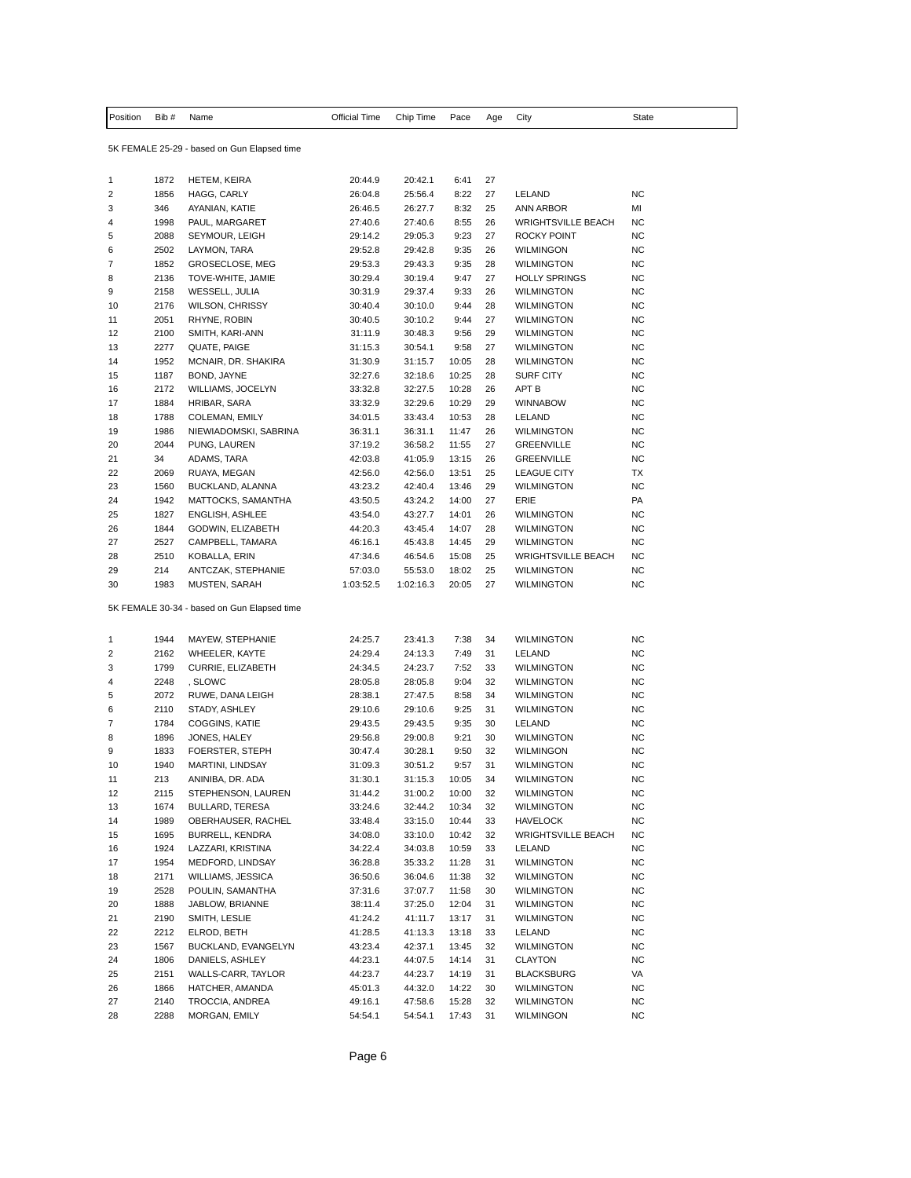| Position | Bib # | Name | Official Time | Chip Time | Pace | Age | City | State |
|---|---|---|---|---|---|---|---|---|

5K FEMALE 25-29 - based on Gun Elapsed time

| Position | Bib # | Name | Official Time | Chip Time | Pace | Age | City | State |
|---|---|---|---|---|---|---|---|---|
| 1 | 1872 | HETEM, KEIRA | 20:44.9 | 20:42.1 | 6:41 | 27 | | |
| 2 | 1856 | HAGG, CARLY | 26:04.8 | 25:56.4 | 8:22 | 27 | LELAND | NC |
| 3 | 346 | AYANIAN, KATIE | 26:46.5 | 26:27.7 | 8:32 | 25 | ANN ARBOR | MI |
| 4 | 1998 | PAUL, MARGARET | 27:40.6 | 27:40.6 | 8:55 | 26 | WRIGHTSVILLE BEACH | NC |
| 5 | 2088 | SEYMOUR, LEIGH | 29:14.2 | 29:05.3 | 9:23 | 27 | ROCKY POINT | NC |
| 6 | 2502 | LAYMON, TARA | 29:52.8 | 29:42.8 | 9:35 | 26 | WILMINGON | NC |
| 7 | 1852 | GROSECLOSE, MEG | 29:53.3 | 29:43.3 | 9:35 | 28 | WILMINGTON | NC |
| 8 | 2136 | TOVE-WHITE, JAMIE | 30:29.4 | 30:19.4 | 9:47 | 27 | HOLLY SPRINGS | NC |
| 9 | 2158 | WESSELL, JULIA | 30:31.9 | 29:37.4 | 9:33 | 26 | WILMINGTON | NC |
| 10 | 2176 | WILSON, CHRISSY | 30:40.4 | 30:10.0 | 9:44 | 28 | WILMINGTON | NC |
| 11 | 2051 | RHYNE, ROBIN | 30:40.5 | 30:10.2 | 9:44 | 27 | WILMINGTON | NC |
| 12 | 2100 | SMITH, KARI-ANN | 31:11.9 | 30:48.3 | 9:56 | 29 | WILMINGTON | NC |
| 13 | 2277 | QUATE, PAIGE | 31:15.3 | 30:54.1 | 9:58 | 27 | WILMINGTON | NC |
| 14 | 1952 | MCNAIR, DR. SHAKIRA | 31:30.9 | 31:15.7 | 10:05 | 28 | WILMINGTON | NC |
| 15 | 1187 | BOND, JAYNE | 32:27.6 | 32:18.6 | 10:25 | 28 | SURF CITY | NC |
| 16 | 2172 | WILLIAMS, JOCELYN | 33:32.8 | 32:27.5 | 10:28 | 26 | APT B | NC |
| 17 | 1884 | HRIBAR, SARA | 33:32.9 | 32:29.6 | 10:29 | 29 | WINNABOW | NC |
| 18 | 1788 | COLEMAN, EMILY | 34:01.5 | 33:43.4 | 10:53 | 28 | LELAND | NC |
| 19 | 1986 | NIEWIADOMSKI, SABRINA | 36:31.1 | 36:31.1 | 11:47 | 26 | WILMINGTON | NC |
| 20 | 2044 | PUNG, LAUREN | 37:19.2 | 36:58.2 | 11:55 | 27 | GREENVILLE | NC |
| 21 | 34 | ADAMS, TARA | 42:03.8 | 41:05.9 | 13:15 | 26 | GREENVILLE | NC |
| 22 | 2069 | RUAYA, MEGAN | 42:56.0 | 42:56.0 | 13:51 | 25 | LEAGUE CITY | TX |
| 23 | 1560 | BUCKLAND, ALANNA | 43:23.2 | 42:40.4 | 13:46 | 29 | WILMINGTON | NC |
| 24 | 1942 | MATTOCKS, SAMANTHA | 43:50.5 | 43:24.2 | 14:00 | 27 | ERIE | PA |
| 25 | 1827 | ENGLISH, ASHLEE | 43:54.0 | 43:27.7 | 14:01 | 26 | WILMINGTON | NC |
| 26 | 1844 | GODWIN, ELIZABETH | 44:20.3 | 43:45.4 | 14:07 | 28 | WILMINGTON | NC |
| 27 | 2527 | CAMPBELL, TAMARA | 46:16.1 | 45:43.8 | 14:45 | 29 | WILMINGTON | NC |
| 28 | 2510 | KOBALLA, ERIN | 47:34.6 | 46:54.6 | 15:08 | 25 | WRIGHTSVILLE BEACH | NC |
| 29 | 214 | ANTCZAK, STEPHANIE | 57:03.0 | 55:53.0 | 18:02 | 25 | WILMINGTON | NC |
| 30 | 1983 | MUSTEN, SARAH | 1:03:52.5 | 1:02:16.3 | 20:05 | 27 | WILMINGTON | NC |

5K FEMALE 30-34 - based on Gun Elapsed time

| Position | Bib # | Name | Official Time | Chip Time | Pace | Age | City | State |
|---|---|---|---|---|---|---|---|---|
| 1 | 1944 | MAYEW, STEPHANIE | 24:25.7 | 23:41.3 | 7:38 | 34 | WILMINGTON | NC |
| 2 | 2162 | WHEELER, KAYTE | 24:29.4 | 24:13.3 | 7:49 | 31 | LELAND | NC |
| 3 | 1799 | CURRIE, ELIZABETH | 24:34.5 | 24:23.7 | 7:52 | 33 | WILMINGTON | NC |
| 4 | 2248 | , SLOWC | 28:05.8 | 28:05.8 | 9:04 | 32 | WILMINGTON | NC |
| 5 | 2072 | RUWE, DANA LEIGH | 28:38.1 | 27:47.5 | 8:58 | 34 | WILMINGTON | NC |
| 6 | 2110 | STADY, ASHLEY | 29:10.6 | 29:10.6 | 9:25 | 31 | WILMINGTON | NC |
| 7 | 1784 | COGGINS, KATIE | 29:43.5 | 29:43.5 | 9:35 | 30 | LELAND | NC |
| 8 | 1896 | JONES, HALEY | 29:56.8 | 29:00.8 | 9:21 | 30 | WILMINGTON | NC |
| 9 | 1833 | FOERSTER, STEPH | 30:47.4 | 30:28.1 | 9:50 | 32 | WILMINGON | NC |
| 10 | 1940 | MARTINI, LINDSAY | 31:09.3 | 30:51.2 | 9:57 | 31 | WILMINGTON | NC |
| 11 | 213 | ANINIBA, DR. ADA | 31:30.1 | 31:15.3 | 10:05 | 34 | WILMINGTON | NC |
| 12 | 2115 | STEPHENSON, LAUREN | 31:44.2 | 31:00.2 | 10:00 | 32 | WILMINGTON | NC |
| 13 | 1674 | BULLARD, TERESA | 33:24.6 | 32:44.2 | 10:34 | 32 | WILMINGTON | NC |
| 14 | 1989 | OBERHAUSER, RACHEL | 33:48.4 | 33:15.0 | 10:44 | 33 | HAVELOCK | NC |
| 15 | 1695 | BURRELL, KENDRA | 34:08.0 | 33:10.0 | 10:42 | 32 | WRIGHTSVILLE BEACH | NC |
| 16 | 1924 | LAZZARI, KRISTINA | 34:22.4 | 34:03.8 | 10:59 | 33 | LELAND | NC |
| 17 | 1954 | MEDFORD, LINDSAY | 36:28.8 | 35:33.2 | 11:28 | 31 | WILMINGTON | NC |
| 18 | 2171 | WILLIAMS, JESSICA | 36:50.6 | 36:04.6 | 11:38 | 32 | WILMINGTON | NC |
| 19 | 2528 | POULIN, SAMANTHA | 37:31.6 | 37:07.7 | 11:58 | 30 | WILMINGTON | NC |
| 20 | 1888 | JABLOW, BRIANNE | 38:11.4 | 37:25.0 | 12:04 | 31 | WILMINGTON | NC |
| 21 | 2190 | SMITH, LESLIE | 41:24.2 | 41:11.7 | 13:17 | 31 | WILMINGTON | NC |
| 22 | 2212 | ELROD, BETH | 41:28.5 | 41:13.3 | 13:18 | 33 | LELAND | NC |
| 23 | 1567 | BUCKLAND, EVANGELYN | 43:23.4 | 42:37.1 | 13:45 | 32 | WILMINGTON | NC |
| 24 | 1806 | DANIELS, ASHLEY | 44:23.1 | 44:07.5 | 14:14 | 31 | CLAYTON | NC |
| 25 | 2151 | WALLS-CARR, TAYLOR | 44:23.7 | 44:23.7 | 14:19 | 31 | BLACKSBURG | VA |
| 26 | 1866 | HATCHER, AMANDA | 45:01.3 | 44:32.0 | 14:22 | 30 | WILMINGTON | NC |
| 27 | 2140 | TROCCIA, ANDREA | 49:16.1 | 47:58.6 | 15:28 | 32 | WILMINGTON | NC |
| 28 | 2288 | MORGAN, EMILY | 54:54.1 | 54:54.1 | 17:43 | 31 | WILMINGON | NC |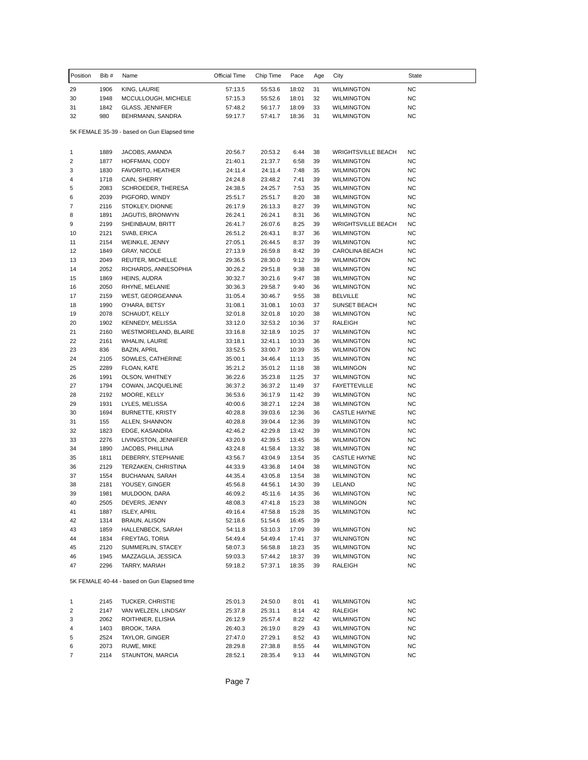| Position | Bib # | Name | Official Time | Chip Time | Pace | Age | City | State |
|---|---|---|---|---|---|---|---|---|
| 29 | 1906 | KING, LAURIE | 57:13.5 | 55:53.6 | 18:02 | 31 | WILMINGTON | NC |
| 30 | 1948 | MCCULLOUGH, MICHELE | 57:15.3 | 55:52.6 | 18:01 | 32 | WILMINGTON | NC |
| 31 | 1842 | GLASS, JENNIFER | 57:48.2 | 56:17.7 | 18:09 | 33 | WILMINGTON | NC |
| 32 | 980 | BEHRMANN, SANDRA | 59:17.7 | 57:41.7 | 18:36 | 31 | WILMINGTON | NC |

5K FEMALE 35-39 - based on Gun Elapsed time

| Position | Bib # | Name | Official Time | Chip Time | Pace | Age | City | State |
|---|---|---|---|---|---|---|---|---|
| 1 | 1889 | JACOBS, AMANDA | 20:56.7 | 20:53.2 | 6:44 | 38 | WRIGHTSVILLE BEACH | NC |
| 2 | 1877 | HOFFMAN, CODY | 21:40.1 | 21:37.7 | 6:58 | 39 | WILMINGTON | NC |
| 3 | 1830 | FAVORITO, HEATHER | 24:11.4 | 24:11.4 | 7:48 | 35 | WILMINGTON | NC |
| 4 | 1718 | CAIN, SHERRY | 24:24.8 | 23:48.2 | 7:41 | 39 | WILMINGTON | NC |
| 5 | 2083 | SCHROEDER, THERESA | 24:38.5 | 24:25.7 | 7:53 | 35 | WILMINGTON | NC |
| 6 | 2039 | PIGFORD, WINDY | 25:51.7 | 25:51.7 | 8:20 | 38 | WILMINGTON | NC |
| 7 | 2116 | STOKLEY, DIONNE | 26:17.9 | 26:13.3 | 8:27 | 39 | WILMINGTON | NC |
| 8 | 1891 | JAGUTIS, BRONWYN | 26:24.1 | 26:24.1 | 8:31 | 36 | WILMINGTON | NC |
| 9 | 2199 | SHEINBAUM, BRITT | 26:41.7 | 26:07.6 | 8:25 | 39 | WRIGHTSVILLE BEACH | NC |
| 10 | 2121 | SVAB, ERICA | 26:51.2 | 26:43.1 | 8:37 | 36 | WILMINGTON | NC |
| 11 | 2154 | WEINKLE, JENNY | 27:05.1 | 26:44.5 | 8:37 | 39 | WILMINGTON | NC |
| 12 | 1849 | GRAY, NICOLE | 27:13.9 | 26:59.8 | 8:42 | 39 | CAROLINA BEACH | NC |
| 13 | 2049 | REUTER, MICHELLE | 29:36.5 | 28:30.0 | 9:12 | 39 | WILMINGTON | NC |
| 14 | 2052 | RICHARDS, ANNESOPHIA | 30:26.2 | 29:51.8 | 9:38 | 38 | WILMINGTON | NC |
| 15 | 1869 | HEINS, AUDRA | 30:32.7 | 30:21.6 | 9:47 | 38 | WILMINGTON | NC |
| 16 | 2050 | RHYNE, MELANIE | 30:36.3 | 29:58.7 | 9:40 | 36 | WILMINGTON | NC |
| 17 | 2159 | WEST, GEORGEANNA | 31:05.4 | 30:46.7 | 9:55 | 38 | BELVILLE | NC |
| 18 | 1990 | O'HARA, BETSY | 31:08.1 | 31:08.1 | 10:03 | 37 | SUNSET BEACH | NC |
| 19 | 2078 | SCHAUDT, KELLY | 32:01.8 | 32:01.8 | 10:20 | 38 | WILMINGTON | NC |
| 20 | 1902 | KENNEDY, MELISSA | 33:12.0 | 32:53.2 | 10:36 | 37 | RALEIGH | NC |
| 21 | 2160 | WESTMORELAND, BLAIRE | 33:16.8 | 32:18.9 | 10:25 | 37 | WILMINGTON | NC |
| 22 | 2161 | WHALIN, LAURIE | 33:18.1 | 32:41.1 | 10:33 | 36 | WILMINGTON | NC |
| 23 | 836 | BAZIN, APRIL | 33:52.5 | 33:00.7 | 10:39 | 35 | WILMINGTON | NC |
| 24 | 2105 | SOWLES, CATHERINE | 35:00.1 | 34:46.4 | 11:13 | 35 | WILMINGTON | NC |
| 25 | 2289 | FLOAN, KATE | 35:21.2 | 35:01.2 | 11:18 | 38 | WILMINGON | NC |
| 26 | 1991 | OLSON, WHITNEY | 36:22.6 | 35:23.8 | 11:25 | 37 | WILMINGTON | NC |
| 27 | 1794 | COWAN, JACQUELINE | 36:37.2 | 36:37.2 | 11:49 | 37 | FAYETTEVILLE | NC |
| 28 | 2192 | MOORE, KELLY | 36:53.6 | 36:17.9 | 11:42 | 39 | WILMINGTON | NC |
| 29 | 1931 | LYLES, MELISSA | 40:00.6 | 38:27.1 | 12:24 | 38 | WILMINGTON | NC |
| 30 | 1694 | BURNETTE, KRISTY | 40:28.8 | 39:03.6 | 12:36 | 36 | CASTLE HAYNE | NC |
| 31 | 155 | ALLEN, SHANNON | 40:28.8 | 39:04.4 | 12:36 | 39 | WILMINGTON | NC |
| 32 | 1823 | EDGE, KASANDRA | 42:46.2 | 42:29.8 | 13:42 | 39 | WILMINGTON | NC |
| 33 | 2276 | LIVINGSTON, JENNIFER | 43:20.9 | 42:39.5 | 13:45 | 36 | WILMINGTON | NC |
| 34 | 1890 | JACOBS, PHILLINA | 43:24.8 | 41:58.4 | 13:32 | 38 | WILMINGTON | NC |
| 35 | 1811 | DEBERRY, STEPHANIE | 43:56.7 | 43:04.9 | 13:54 | 35 | CASTLE HAYNE | NC |
| 36 | 2129 | TERZAKEN, CHRISTINA | 44:33.9 | 43:36.8 | 14:04 | 38 | WILMINGTON | NC |
| 37 | 1554 | BUCHANAN, SARAH | 44:35.4 | 43:05.8 | 13:54 | 38 | WILMINGTON | NC |
| 38 | 2181 | YOUSEY, GINGER | 45:56.8 | 44:56.1 | 14:30 | 39 | LELAND | NC |
| 39 | 1981 | MULDOON, DARA | 46:09.2 | 45:11.6 | 14:35 | 36 | WILMINGTON | NC |
| 40 | 2505 | DEVERS, JENNY | 48:08.3 | 47:41.8 | 15:23 | 38 | WILMINGON | NC |
| 41 | 1887 | ISLEY, APRIL | 49:16.4 | 47:58.8 | 15:28 | 35 | WILMINGTON | NC |
| 42 | 1314 | BRAUN, ALISON | 52:18.6 | 51:54.6 | 16:45 | 39 | | |
| 43 | 1859 | HALLENBECK, SARAH | 54:11.8 | 53:10.3 | 17:09 | 39 | WILMINGTON | NC |
| 44 | 1834 | FREYTAG, TORIA | 54:49.4 | 54:49.4 | 17:41 | 37 | WILNINGTON | NC |
| 45 | 2120 | SUMMERLIN, STACEY | 58:07.3 | 56:58.8 | 18:23 | 35 | WILMINGTON | NC |
| 46 | 1945 | MAZZAGLIA, JESSICA | 59:03.3 | 57:44.2 | 18:37 | 39 | WILMINGTON | NC |
| 47 | 2296 | TARRY, MARIAH | 59:18.2 | 57:37.1 | 18:35 | 39 | RALEIGH | NC |

5K FEMALE 40-44 - based on Gun Elapsed time

| Position | Bib # | Name | Official Time | Chip Time | Pace | Age | City | State |
|---|---|---|---|---|---|---|---|---|
| 1 | 2145 | TUCKER, CHRISTIE | 25:01.3 | 24:50.0 | 8:01 | 41 | WILMINGTON | NC |
| 2 | 2147 | VAN WELZEN, LINDSAY | 25:37.8 | 25:31.1 | 8:14 | 42 | RALEIGH | NC |
| 3 | 2062 | ROITHNER, ELISHA | 26:12.9 | 25:57.4 | 8:22 | 42 | WILMINGTON | NC |
| 4 | 1403 | BROOK, TARA | 26:40.3 | 26:19.0 | 8:29 | 43 | WILMINGTON | NC |
| 5 | 2524 | TAYLOR, GINGER | 27:47.0 | 27:29.1 | 8:52 | 43 | WILMINGTON | NC |
| 6 | 2073 | RUWE, MIKE | 28:29.8 | 27:38.8 | 8:55 | 44 | WILMINGTON | NC |
| 7 | 2114 | STAUNTON, MARCIA | 28:52.1 | 28:35.4 | 9:13 | 44 | WILMINGTON | NC |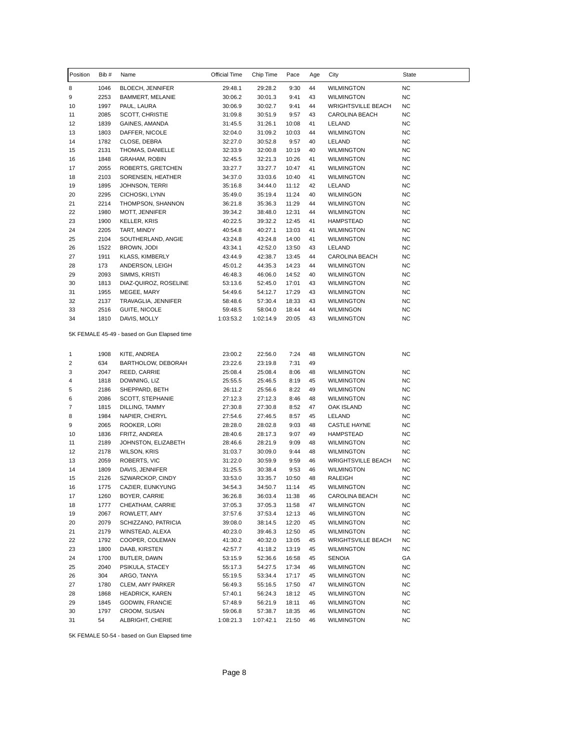| Position | Bib # | Name | Official Time | Chip Time | Pace | Age | City | State |
|---|---|---|---|---|---|---|---|---|
| 8 | 1046 | BLOECH, JENNIFER | 29:48.1 | 29:28.2 | 9:30 | 44 | WILMINGTON | NC |
| 9 | 2253 | BAMMERT, MELANIE | 30:06.2 | 30:01.3 | 9:41 | 43 | WILMINGTON | NC |
| 10 | 1997 | PAUL, LAURA | 30:06.9 | 30:02.7 | 9:41 | 44 | WRIGHTSVILLE BEACH | NC |
| 11 | 2085 | SCOTT, CHRISTIE | 31:09.8 | 30:51.9 | 9:57 | 43 | CAROLINA BEACH | NC |
| 12 | 1839 | GAINES, AMANDA | 31:45.5 | 31:26.1 | 10:08 | 41 | LELAND | NC |
| 13 | 1803 | DAFFER, NICOLE | 32:04.0 | 31:09.2 | 10:03 | 44 | WILMINGTON | NC |
| 14 | 1782 | CLOSE, DEBRA | 32:27.0 | 30:52.8 | 9:57 | 40 | LELAND | NC |
| 15 | 2131 | THOMAS, DANIELLE | 32:33.9 | 32:00.8 | 10:19 | 40 | WILMINGTON | NC |
| 16 | 1848 | GRAHAM, ROBIN | 32:45.5 | 32:21.3 | 10:26 | 41 | WILMINGTON | NC |
| 17 | 2055 | ROBERTS, GRETCHEN | 33:27.7 | 33:27.7 | 10:47 | 41 | WILMINGTON | NC |
| 18 | 2103 | SORENSEN, HEATHER | 34:37.0 | 33:03.6 | 10:40 | 41 | WILMINGTON | NC |
| 19 | 1895 | JOHNSON, TERRI | 35:16.8 | 34:44.0 | 11:12 | 42 | LELAND | NC |
| 20 | 2295 | CICHOSKI, LYNN | 35:49.0 | 35:19.4 | 11:24 | 40 | WILMINGON | NC |
| 21 | 2214 | THOMPSON, SHANNON | 36:21.8 | 35:36.3 | 11:29 | 44 | WILMINGTON | NC |
| 22 | 1980 | MOTT, JENNIFER | 39:34.2 | 38:48.0 | 12:31 | 44 | WILMINGTON | NC |
| 23 | 1900 | KELLER, KRIS | 40:22.5 | 39:32.2 | 12:45 | 41 | HAMPSTEAD | NC |
| 24 | 2205 | TART, MINDY | 40:54.8 | 40:27.1 | 13:03 | 41 | WILMINGTON | NC |
| 25 | 2104 | SOUTHERLAND, ANGIE | 43:24.8 | 43:24.8 | 14:00 | 41 | WILMINGTON | NC |
| 26 | 1522 | BROWN, JODI | 43:34.1 | 42:52.0 | 13:50 | 43 | LELAND | NC |
| 27 | 1911 | KLASS, KIMBERLY | 43:44.9 | 42:38.7 | 13:45 | 44 | CAROLINA BEACH | NC |
| 28 | 173 | ANDERSON, LEIGH | 45:01.2 | 44:35.3 | 14:23 | 44 | WILMINGTON | NC |
| 29 | 2093 | SIMMS, KRISTI | 46:48.3 | 46:06.0 | 14:52 | 40 | WILMINGTON | NC |
| 30 | 1813 | DIAZ-QUIROZ, ROSELINE | 53:13.6 | 52:45.0 | 17:01 | 43 | WILMINGTON | NC |
| 31 | 1955 | MEGEE, MARY | 54:49.6 | 54:12.7 | 17:29 | 43 | WILMINGTON | NC |
| 32 | 2137 | TRAVAGLIA, JENNIFER | 58:48.6 | 57:30.4 | 18:33 | 43 | WILMINGTON | NC |
| 33 | 2516 | GUITE, NICOLE | 59:48.5 | 58:04.0 | 18:44 | 44 | WILMINGON | NC |
| 34 | 1810 | DAVIS, MOLLY | 1:03:53.2 | 1:02:14.9 | 20:05 | 43 | WILMINGTON | NC |

5K FEMALE 45-49 - based on Gun Elapsed time

| Position | Bib # | Name | Official Time | Chip Time | Pace | Age | City | State |
|---|---|---|---|---|---|---|---|---|
| 1 | 1908 | KITE, ANDREA | 23:00.2 | 22:56.0 | 7:24 | 48 | WILMINGTON | NC |
| 2 | 634 | BARTHOLOW, DEBORAH | 23:22.6 | 23:19.8 | 7:31 | 49 | | |
| 3 | 2047 | REED, CARRIE | 25:08.4 | 25:08.4 | 8:06 | 48 | WILMINGTON | NC |
| 4 | 1818 | DOWNING, LIZ | 25:55.5 | 25:46.5 | 8:19 | 45 | WILMINGTON | NC |
| 5 | 2186 | SHEPPARD, BETH | 26:11.2 | 25:56.6 | 8:22 | 49 | WILMINGTON | NC |
| 6 | 2086 | SCOTT, STEPHANIE | 27:12.3 | 27:12.3 | 8:46 | 48 | WILMINGTON | NC |
| 7 | 1815 | DILLING, TAMMY | 27:30.8 | 27:30.8 | 8:52 | 47 | OAK ISLAND | NC |
| 8 | 1984 | NAPIER, CHERYL | 27:54.6 | 27:46.5 | 8:57 | 45 | LELAND | NC |
| 9 | 2065 | ROOKER, LORI | 28:28.0 | 28:02.8 | 9:03 | 48 | CASTLE HAYNE | NC |
| 10 | 1836 | FRITZ, ANDREA | 28:40.6 | 28:17.3 | 9:07 | 49 | HAMPSTEAD | NC |
| 11 | 2189 | JOHNSTON, ELIZABETH | 28:46.6 | 28:21.9 | 9:09 | 48 | WILMINGTON | NC |
| 12 | 2178 | WILSON, KRIS | 31:03.7 | 30:09.0 | 9:44 | 48 | WILMINGTON | NC |
| 13 | 2059 | ROBERTS, VIC | 31:22.0 | 30:59.9 | 9:59 | 46 | WRIGHTSVILLE BEACH | NC |
| 14 | 1809 | DAVIS, JENNIFER | 31:25.5 | 30:38.4 | 9:53 | 46 | WILMINGTON | NC |
| 15 | 2126 | SZWARCKOP, CINDY | 33:53.0 | 33:35.7 | 10:50 | 48 | RALEIGH | NC |
| 16 | 1775 | CAZIER, EUNKYUNG | 34:54.3 | 34:50.7 | 11:14 | 45 | WILMINGTON | NC |
| 17 | 1260 | BOYER, CARRIE | 36:26.8 | 36:03.4 | 11:38 | 46 | CAROLINA BEACH | NC |
| 18 | 1777 | CHEATHAM, CARRIE | 37:05.3 | 37:05.3 | 11:58 | 47 | WILMINGTON | NC |
| 19 | 2067 | ROWLETT, AMY | 37:57.6 | 37:53.4 | 12:13 | 46 | WILMINGTON | NC |
| 20 | 2079 | SCHIZZANO, PATRICIA | 39:08.0 | 38:14.5 | 12:20 | 45 | WILMINGTON | NC |
| 21 | 2179 | WINSTEAD, ALEXA | 40:23.0 | 39:46.3 | 12:50 | 45 | WILMINGTON | NC |
| 22 | 1792 | COOPER, COLEMAN | 41:30.2 | 40:32.0 | 13:05 | 45 | WRIGHTSVILLE BEACH | NC |
| 23 | 1800 | DAAB, KIRSTEN | 42:57.7 | 41:18.2 | 13:19 | 45 | WILMINGTON | NC |
| 24 | 1700 | BUTLER, DAWN | 53:15.9 | 52:36.6 | 16:58 | 45 | SENOIA | GA |
| 25 | 2040 | PSIKULA, STACEY | 55:17.3 | 54:27.5 | 17:34 | 46 | WILMINGTON | NC |
| 26 | 304 | ARGO, TANYA | 55:19.5 | 53:34.4 | 17:17 | 45 | WILMINGTON | NC |
| 27 | 1780 | CLEM, AMY PARKER | 56:49.3 | 55:16.5 | 17:50 | 47 | WILMINGTON | NC |
| 28 | 1868 | HEADRICK, KAREN | 57:40.1 | 56:24.3 | 18:12 | 45 | WILMINGTON | NC |
| 29 | 1845 | GODWIN, FRANCIE | 57:48.9 | 56:21.9 | 18:11 | 46 | WILMINGTON | NC |
| 30 | 1797 | CROOM, SUSAN | 59:06.8 | 57:38.7 | 18:35 | 46 | WILMINGTON | NC |
| 31 | 54 | ALBRIGHT, CHERIE | 1:08:21.3 | 1:07:42.1 | 21:50 | 46 | WILMINGTON | NC |

5K FEMALE 50-54 - based on Gun Elapsed time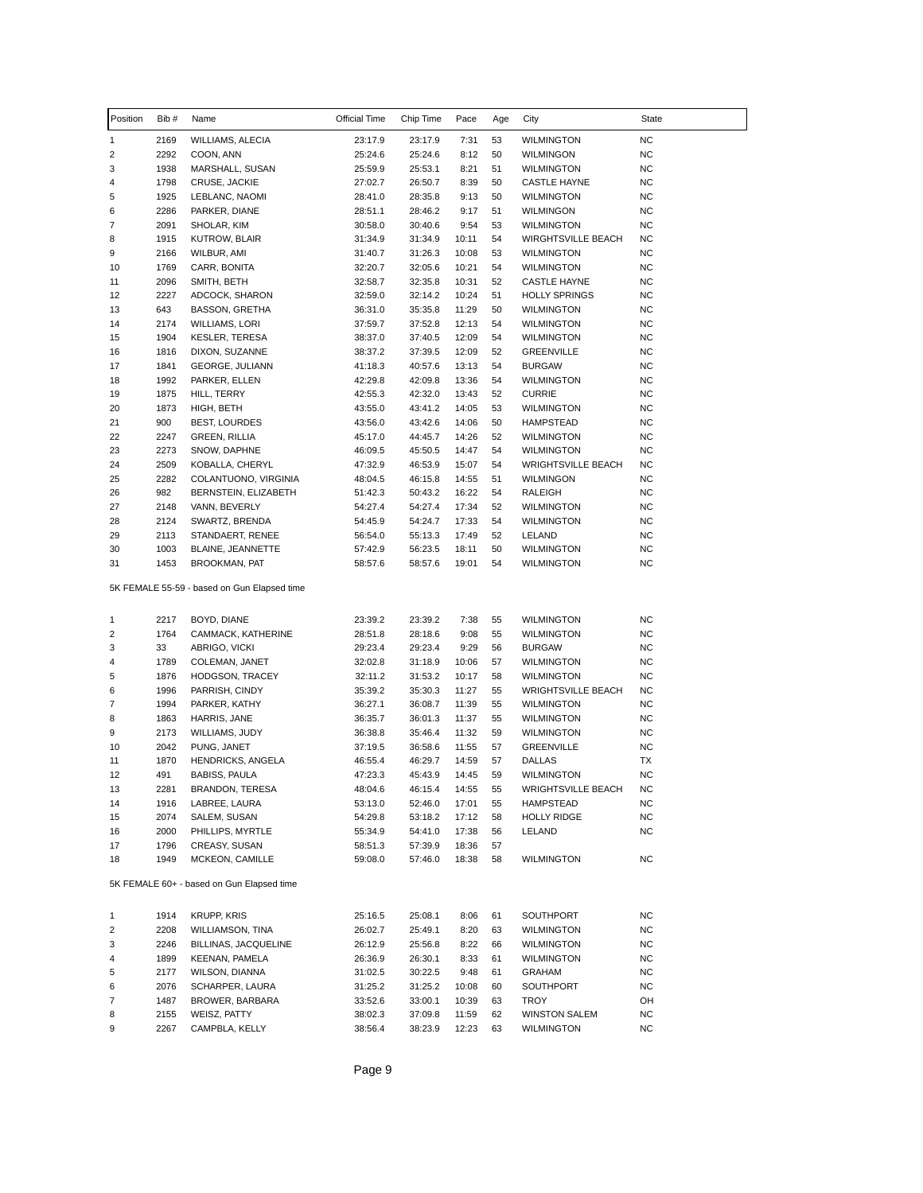| Position | Bib # | Name | Official Time | Chip Time | Pace | Age | City | State |
|---|---|---|---|---|---|---|---|---|
| 1 | 2169 | WILLIAMS, ALECIA | 23:17.9 | 23:17.9 | 7:31 | 53 | WILMINGTON | NC |
| 2 | 2292 | COON, ANN | 25:24.6 | 25:24.6 | 8:12 | 50 | WILMINGON | NC |
| 3 | 1938 | MARSHALL, SUSAN | 25:59.9 | 25:53.1 | 8:21 | 51 | WILMINGTON | NC |
| 4 | 1798 | CRUSE, JACKIE | 27:02.7 | 26:50.7 | 8:39 | 50 | CASTLE HAYNE | NC |
| 5 | 1925 | LEBLANC, NAOMI | 28:41.0 | 28:35.8 | 9:13 | 50 | WILMINGTON | NC |
| 6 | 2286 | PARKER, DIANE | 28:51.1 | 28:46.2 | 9:17 | 51 | WILMINGON | NC |
| 7 | 2091 | SHOLAR, KIM | 30:58.0 | 30:40.6 | 9:54 | 53 | WILMINGTON | NC |
| 8 | 1915 | KUTROW, BLAIR | 31:34.9 | 31:34.9 | 10:11 | 54 | WIRGHTSVILLE BEACH | NC |
| 9 | 2166 | WILBUR, AMI | 31:40.7 | 31:26.3 | 10:08 | 53 | WILMINGTON | NC |
| 10 | 1769 | CARR, BONITA | 32:20.7 | 32:05.6 | 10:21 | 54 | WILMINGTON | NC |
| 11 | 2096 | SMITH, BETH | 32:58.7 | 32:35.8 | 10:31 | 52 | CASTLE HAYNE | NC |
| 12 | 2227 | ADCOCK, SHARON | 32:59.0 | 32:14.2 | 10:24 | 51 | HOLLY SPRINGS | NC |
| 13 | 643 | BASSON, GRETHA | 36:31.0 | 35:35.8 | 11:29 | 50 | WILMINGTON | NC |
| 14 | 2174 | WILLIAMS, LORI | 37:59.7 | 37:52.8 | 12:13 | 54 | WILMINGTON | NC |
| 15 | 1904 | KESLER, TERESA | 38:37.0 | 37:40.5 | 12:09 | 54 | WILMINGTON | NC |
| 16 | 1816 | DIXON, SUZANNE | 38:37.2 | 37:39.5 | 12:09 | 52 | GREENVILLE | NC |
| 17 | 1841 | GEORGE, JULIANN | 41:18.3 | 40:57.6 | 13:13 | 54 | BURGAW | NC |
| 18 | 1992 | PARKER, ELLEN | 42:29.8 | 42:09.8 | 13:36 | 54 | WILMINGTON | NC |
| 19 | 1875 | HILL, TERRY | 42:55.3 | 42:32.0 | 13:43 | 52 | CURRIE | NC |
| 20 | 1873 | HIGH, BETH | 43:55.0 | 43:41.2 | 14:05 | 53 | WILMINGTON | NC |
| 21 | 900 | BEST, LOURDES | 43:56.0 | 43:42.6 | 14:06 | 50 | HAMPSTEAD | NC |
| 22 | 2247 | GREEN, RILLIA | 45:17.0 | 44:45.7 | 14:26 | 52 | WILMINGTON | NC |
| 23 | 2273 | SNOW, DAPHNE | 46:09.5 | 45:50.5 | 14:47 | 54 | WILMINGTON | NC |
| 24 | 2509 | KOBALLA, CHERYL | 47:32.9 | 46:53.9 | 15:07 | 54 | WRIGHTSVILLE BEACH | NC |
| 25 | 2282 | COLANTUONO, VIRGINIA | 48:04.5 | 46:15.8 | 14:55 | 51 | WILMINGON | NC |
| 26 | 982 | BERNSTEIN, ELIZABETH | 51:42.3 | 50:43.2 | 16:22 | 54 | RALEIGH | NC |
| 27 | 2148 | VANN, BEVERLY | 54:27.4 | 54:27.4 | 17:34 | 52 | WILMINGTON | NC |
| 28 | 2124 | SWARTZ, BRENDA | 54:45.9 | 54:24.7 | 17:33 | 54 | WILMINGTON | NC |
| 29 | 2113 | STANDAERT, RENEE | 56:54.0 | 55:13.3 | 17:49 | 52 | LELAND | NC |
| 30 | 1003 | BLAINE, JEANNETTE | 57:42.9 | 56:23.5 | 18:11 | 50 | WILMINGTON | NC |
| 31 | 1453 | BROOKMAN, PAT | 58:57.6 | 58:57.6 | 19:01 | 54 | WILMINGTON | NC |

5K FEMALE 55-59 - based on Gun Elapsed time

| Position | Bib # | Name | Official Time | Chip Time | Pace | Age | City | State |
|---|---|---|---|---|---|---|---|---|
| 1 | 2217 | BOYD, DIANE | 23:39.2 | 23:39.2 | 7:38 | 55 | WILMINGTON | NC |
| 2 | 1764 | CAMMACK, KATHERINE | 28:51.8 | 28:18.6 | 9:08 | 55 | WILMINGTON | NC |
| 3 | 33 | ABRIGO, VICKI | 29:23.4 | 29:23.4 | 9:29 | 56 | BURGAW | NC |
| 4 | 1789 | COLEMAN, JANET | 32:02.8 | 31:18.9 | 10:06 | 57 | WILMINGTON | NC |
| 5 | 1876 | HODGSON, TRACEY | 32:11.2 | 31:53.2 | 10:17 | 58 | WILMINGTON | NC |
| 6 | 1996 | PARRISH, CINDY | 35:39.2 | 35:30.3 | 11:27 | 55 | WRIGHTSVILLE BEACH | NC |
| 7 | 1994 | PARKER, KATHY | 36:27.1 | 36:08.7 | 11:39 | 55 | WILMINGTON | NC |
| 8 | 1863 | HARRIS, JANE | 36:35.7 | 36:01.3 | 11:37 | 55 | WILMINGTON | NC |
| 9 | 2173 | WILLIAMS, JUDY | 36:38.8 | 35:46.4 | 11:32 | 59 | WILMINGTON | NC |
| 10 | 2042 | PUNG, JANET | 37:19.5 | 36:58.6 | 11:55 | 57 | GREENVILLE | NC |
| 11 | 1870 | HENDRICKS, ANGELA | 46:55.4 | 46:29.7 | 14:59 | 57 | DALLAS | TX |
| 12 | 491 | BABISS, PAULA | 47:23.3 | 45:43.9 | 14:45 | 59 | WILMINGTON | NC |
| 13 | 2281 | BRANDON, TERESA | 48:04.6 | 46:15.4 | 14:55 | 55 | WRIGHTSVILLE BEACH | NC |
| 14 | 1916 | LABREE, LAURA | 53:13.0 | 52:46.0 | 17:01 | 55 | HAMPSTEAD | NC |
| 15 | 2074 | SALEM, SUSAN | 54:29.8 | 53:18.2 | 17:12 | 58 | HOLLY RIDGE | NC |
| 16 | 2000 | PHILLIPS, MYRTLE | 55:34.9 | 54:41.0 | 17:38 | 56 | LELAND | NC |
| 17 | 1796 | CREASY, SUSAN | 58:51.3 | 57:39.9 | 18:36 | 57 | | |
| 18 | 1949 | MCKEON, CAMILLE | 59:08.0 | 57:46.0 | 18:38 | 58 | WILMINGTON | NC |

5K FEMALE 60+ - based on Gun Elapsed time

| Position | Bib # | Name | Official Time | Chip Time | Pace | Age | City | State |
|---|---|---|---|---|---|---|---|---|
| 1 | 1914 | KRUPP, KRIS | 25:16.5 | 25:08.1 | 8:06 | 61 | SOUTHPORT | NC |
| 2 | 2208 | WILLIAMSON, TINA | 26:02.7 | 25:49.1 | 8:20 | 63 | WILMINGTON | NC |
| 3 | 2246 | BILLINAS, JACQUELINE | 26:12.9 | 25:56.8 | 8:22 | 66 | WILMINGTON | NC |
| 4 | 1899 | KEENAN, PAMELA | 26:36.9 | 26:30.1 | 8:33 | 61 | WILMINGTON | NC |
| 5 | 2177 | WILSON, DIANNA | 31:02.5 | 30:22.5 | 9:48 | 61 | GRAHAM | NC |
| 6 | 2076 | SCHARPER, LAURA | 31:25.2 | 31:25.2 | 10:08 | 60 | SOUTHPORT | NC |
| 7 | 1487 | BROWER, BARBARA | 33:52.6 | 33:00.1 | 10:39 | 63 | TROY | OH |
| 8 | 2155 | WEISZ, PATTY | 38:02.3 | 37:09.8 | 11:59 | 62 | WINSTON SALEM | NC |
| 9 | 2267 | CAMPBLA, KELLY | 38:56.4 | 38:23.9 | 12:23 | 63 | WILMINGTON | NC |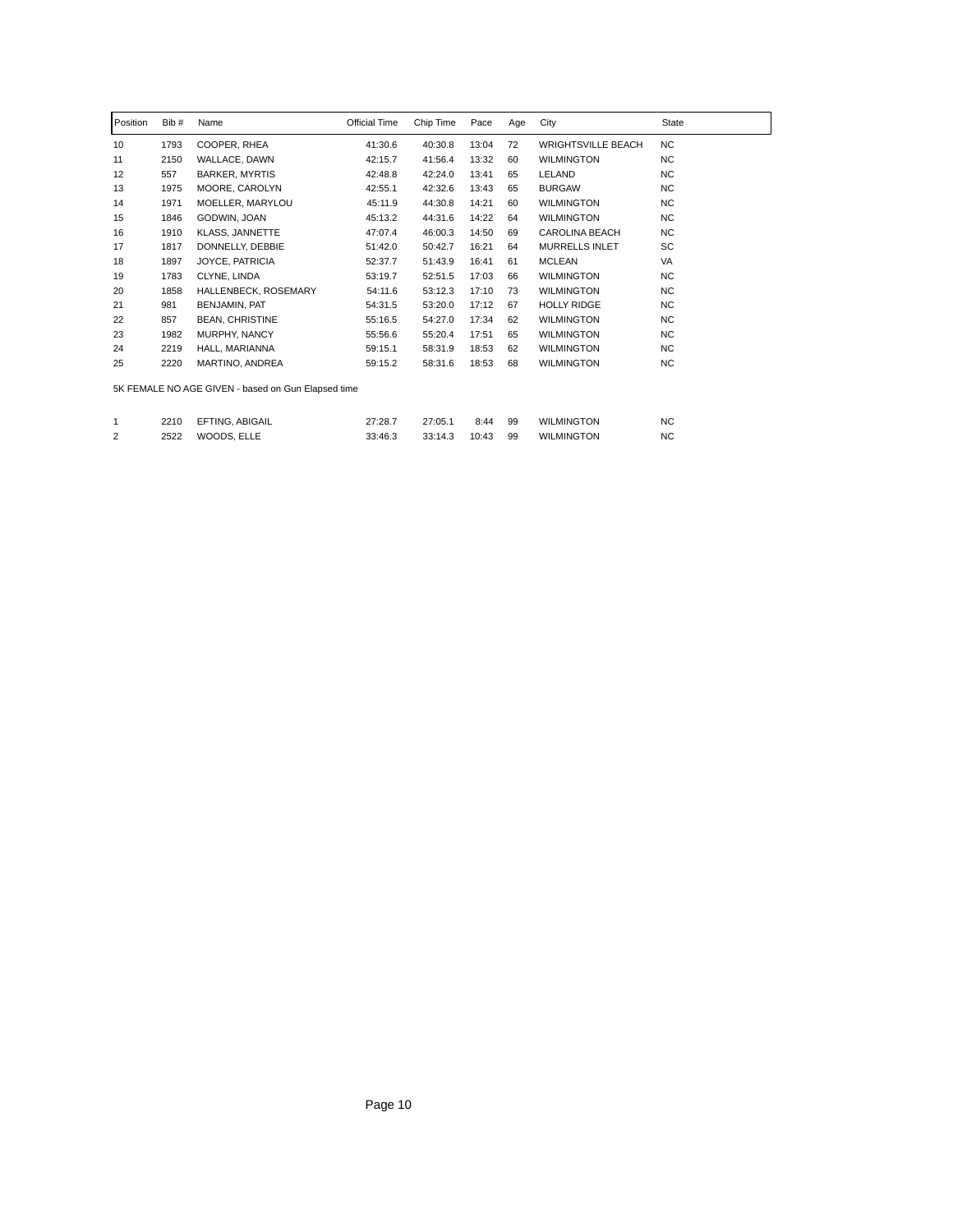| Position | Bib # | Name | Official Time | Chip Time | Pace | Age | City | State |
|---|---|---|---|---|---|---|---|---|
| 10 | 1793 | COOPER, RHEA | 41:30.6 | 40:30.8 | 13:04 | 72 | WRIGHTSVILLE BEACH | NC |
| 11 | 2150 | WALLACE, DAWN | 42:15.7 | 41:56.4 | 13:32 | 60 | WILMINGTON | NC |
| 12 | 557 | BARKER, MYRTIS | 42:48.8 | 42:24.0 | 13:41 | 65 | LELAND | NC |
| 13 | 1975 | MOORE, CAROLYN | 42:55.1 | 42:32.6 | 13:43 | 65 | BURGAW | NC |
| 14 | 1971 | MOELLER, MARYLOU | 45:11.9 | 44:30.8 | 14:21 | 60 | WILMINGTON | NC |
| 15 | 1846 | GODWIN, JOAN | 45:13.2 | 44:31.6 | 14:22 | 64 | WILMINGTON | NC |
| 16 | 1910 | KLASS, JANNETTE | 47:07.4 | 46:00.3 | 14:50 | 69 | CAROLINA BEACH | NC |
| 17 | 1817 | DONNELLY, DEBBIE | 51:42.0 | 50:42.7 | 16:21 | 64 | MURRELLS INLET | SC |
| 18 | 1897 | JOYCE, PATRICIA | 52:37.7 | 51:43.9 | 16:41 | 61 | MCLEAN | VA |
| 19 | 1783 | CLYNE, LINDA | 53:19.7 | 52:51.5 | 17:03 | 66 | WILMINGTON | NC |
| 20 | 1858 | HALLENBECK, ROSEMARY | 54:11.6 | 53:12.3 | 17:10 | 73 | WILMINGTON | NC |
| 21 | 981 | BENJAMIN, PAT | 54:31.5 | 53:20.0 | 17:12 | 67 | HOLLY RIDGE | NC |
| 22 | 857 | BEAN, CHRISTINE | 55:16.5 | 54:27.0 | 17:34 | 62 | WILMINGTON | NC |
| 23 | 1982 | MURPHY, NANCY | 55:56.6 | 55:20.4 | 17:51 | 65 | WILMINGTON | NC |
| 24 | 2219 | HALL, MARIANNA | 59:15.1 | 58:31.9 | 18:53 | 62 | WILMINGTON | NC |
| 25 | 2220 | MARTINO, ANDREA | 59:15.2 | 58:31.6 | 18:53 | 68 | WILMINGTON | NC |

5K FEMALE NO AGE GIVEN - based on Gun Elapsed time

| | | | | | | | | |
|---|---|---|---|---|---|---|---|---|
| 1 | 2210 | EFTING, ABIGAIL | 27:28.7 | 27:05.1 | 8:44 | 99 | WILMINGTON | NC |
| 2 | 2522 | WOODS, ELLE | 33:46.3 | 33:14.3 | 10:43 | 99 | WILMINGTON | NC |